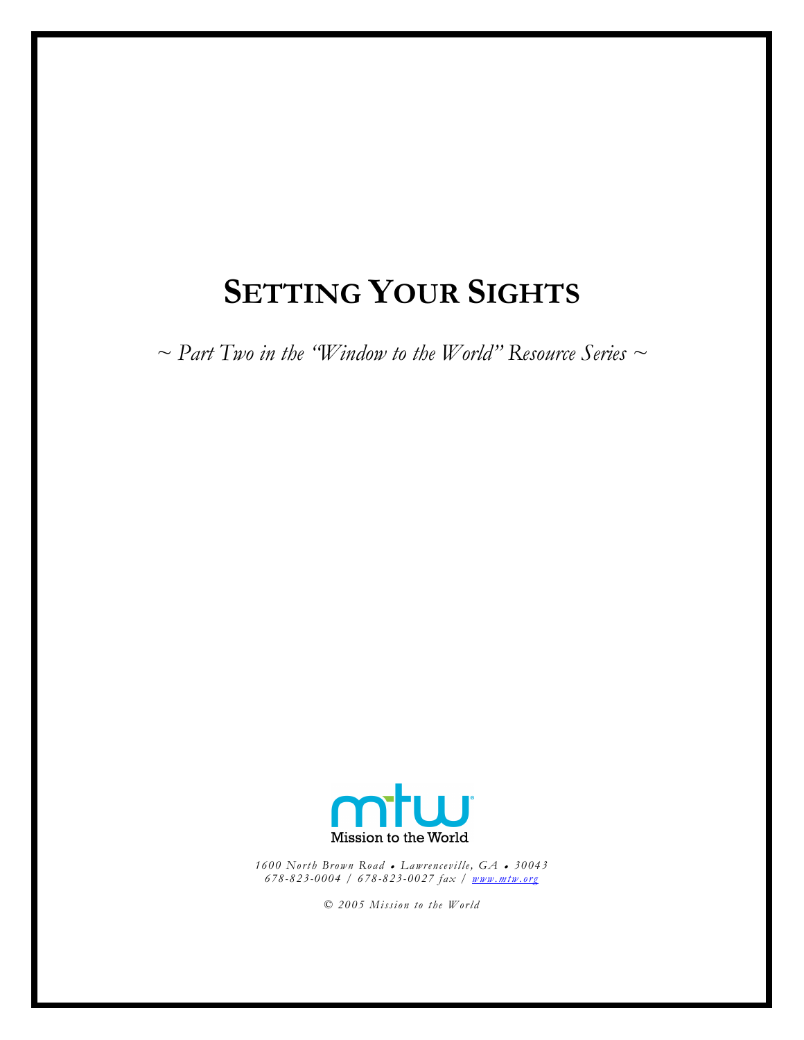# SETTING YOUR SIGHTS

*~ Part Two in the "Window to the World" Resource Series ~*

Mission to the World

*1600 North Brown Road • Lawrenceville, GA • 30043*
*678-823-0004 / 678-823-0027 fax / www.mtw.org*

*© 2005 Mission to the World*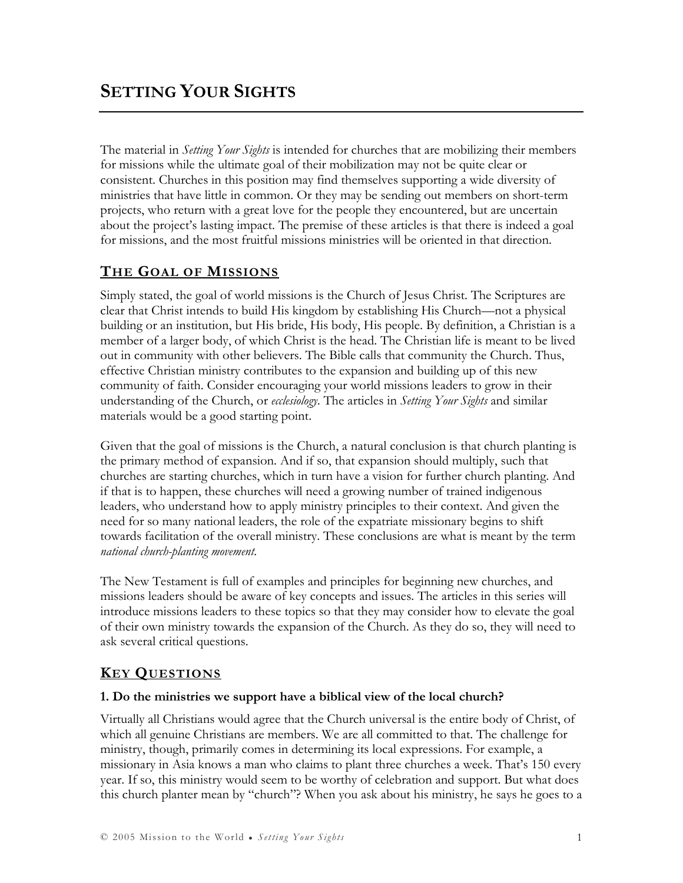# SETTING YOUR SIGHTS

The material in *Setting Your Sights* is intended for churches that are mobilizing their members for missions while the ultimate goal of their mobilization may not be quite clear or consistent. Churches in this position may find themselves supporting a wide diversity of ministries that have little in common. Or they may be sending out members on short-term projects, who return with a great love for the people they encountered, but are uncertain about the project's lasting impact. The premise of these articles is that there is indeed a goal for missions, and the most fruitful missions ministries will be oriented in that direction.

## THE GOAL OF MISSIONS

Simply stated, the goal of world missions is the Church of Jesus Christ. The Scriptures are clear that Christ intends to build His kingdom by establishing His Church—not a physical building or an institution, but His bride, His body, His people. By definition, a Christian is a member of a larger body, of which Christ is the head. The Christian life is meant to be lived out in community with other believers. The Bible calls that community the Church. Thus, effective Christian ministry contributes to the expansion and building up of this new community of faith. Consider encouraging your world missions leaders to grow in their understanding of the Church, or *ecclesiology*. The articles in *Setting Your Sights* and similar materials would be a good starting point.

Given that the goal of missions is the Church, a natural conclusion is that church planting is the primary method of expansion. And if so, that expansion should multiply, such that churches are starting churches, which in turn have a vision for further church planting. And if that is to happen, these churches will need a growing number of trained indigenous leaders, who understand how to apply ministry principles to their context. And given the need for so many national leaders, the role of the expatriate missionary begins to shift towards facilitation of the overall ministry. These conclusions are what is meant by the term *national church-planting movement.*

The New Testament is full of examples and principles for beginning new churches, and missions leaders should be aware of key concepts and issues. The articles in this series will introduce missions leaders to these topics so that they may consider how to elevate the goal of their own ministry towards the expansion of the Church. As they do so, they will need to ask several critical questions.

## KEY QUESTIONS

**1. Do the ministries we support have a biblical view of the local church?**

Virtually all Christians would agree that the Church universal is the entire body of Christ, of which all genuine Christians are members. We are all committed to that. The challenge for ministry, though, primarily comes in determining its local expressions. For example, a missionary in Asia knows a man who claims to plant three churches a week. That's 150 every year. If so, this ministry would seem to be worthy of celebration and support. But what does this church planter mean by "church"? When you ask about his ministry, he says he goes to a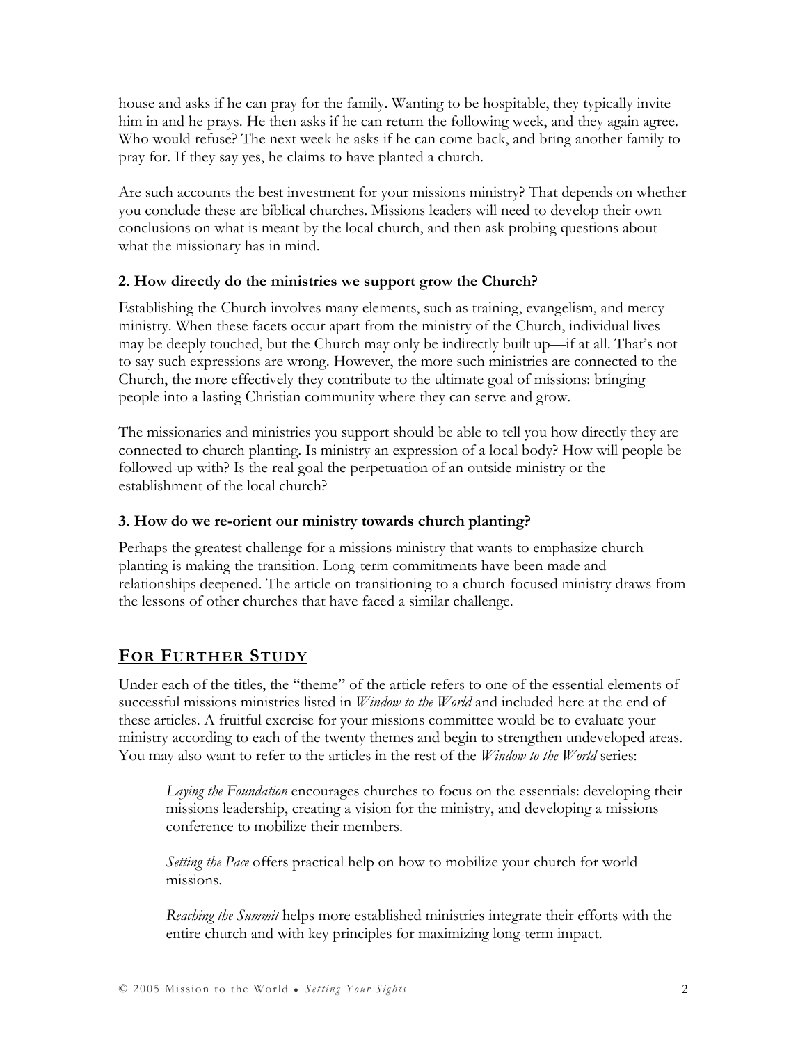house and asks if he can pray for the family. Wanting to be hospitable, they typically invite him in and he prays. He then asks if he can return the following week, and they again agree. Who would refuse? The next week he asks if he can come back, and bring another family to pray for. If they say yes, he claims to have planted a church.

Are such accounts the best investment for your missions ministry? That depends on whether you conclude these are biblical churches. Missions leaders will need to develop their own conclusions on what is meant by the local church, and then ask probing questions about what the missionary has in mind.

### 2. How directly do the ministries we support grow the Church?

Establishing the Church involves many elements, such as training, evangelism, and mercy ministry. When these facets occur apart from the ministry of the Church, individual lives may be deeply touched, but the Church may only be indirectly built up—if at all. That's not to say such expressions are wrong. However, the more such ministries are connected to the Church, the more effectively they contribute to the ultimate goal of missions: bringing people into a lasting Christian community where they can serve and grow.

The missionaries and ministries you support should be able to tell you how directly they are connected to church planting. Is ministry an expression of a local body? How will people be followed-up with? Is the real goal the perpetuation of an outside ministry or the establishment of the local church?

### 3. How do we re-orient our ministry towards church planting?

Perhaps the greatest challenge for a missions ministry that wants to emphasize church planting is making the transition. Long-term commitments have been made and relationships deepened. The article on transitioning to a church-focused ministry draws from the lessons of other churches that have faced a similar challenge.

## FOR FURTHER STUDY

Under each of the titles, the "theme" of the article refers to one of the essential elements of successful missions ministries listed in *Window to the World* and included here at the end of these articles. A fruitful exercise for your missions committee would be to evaluate your ministry according to each of the twenty themes and begin to strengthen undeveloped areas. You may also want to refer to the articles in the rest of the *Window to the World* series:

> *Laying the Foundation* encourages churches to focus on the essentials: developing their missions leadership, creating a vision for the ministry, and developing a missions conference to mobilize their members.
>
> *Setting the Pace* offers practical help on how to mobilize your church for world missions.
>
> *Reaching the Summit* helps more established ministries integrate their efforts with the entire church and with key principles for maximizing long-term impact.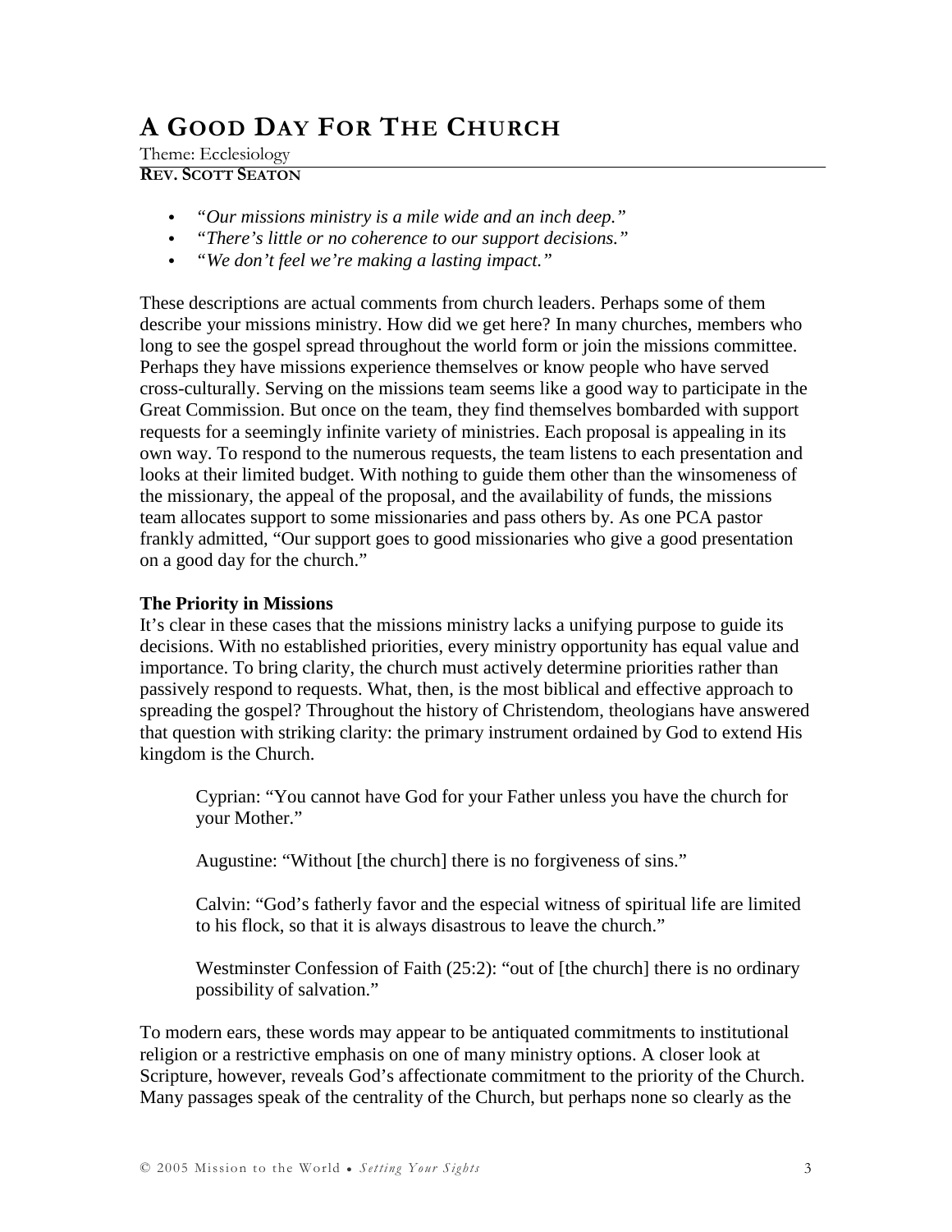# A Good Day For The Church

Theme: Ecclesiology

**Rev. Scott Seaton**

- *"Our missions ministry is a mile wide and an inch deep."*
- *"There's little or no coherence to our support decisions."*
- *"We don't feel we're making a lasting impact."*

These descriptions are actual comments from church leaders. Perhaps some of them describe your missions ministry. How did we get here? In many churches, members who long to see the gospel spread throughout the world form or join the missions committee. Perhaps they have missions experience themselves or know people who have served cross-culturally. Serving on the missions team seems like a good way to participate in the Great Commission. But once on the team, they find themselves bombarded with support requests for a seemingly infinite variety of ministries. Each proposal is appealing in its own way. To respond to the numerous requests, the team listens to each presentation and looks at their limited budget. With nothing to guide them other than the winsomeness of the missionary, the appeal of the proposal, and the availability of funds, the missions team allocates support to some missionaries and pass others by. As one PCA pastor frankly admitted, "Our support goes to good missionaries who give a good presentation on a good day for the church."

**The Priority in Missions**

It's clear in these cases that the missions ministry lacks a unifying purpose to guide its decisions. With no established priorities, every ministry opportunity has equal value and importance. To bring clarity, the church must actively determine priorities rather than passively respond to requests. What, then, is the most biblical and effective approach to spreading the gospel? Throughout the history of Christendom, theologians have answered that question with striking clarity: the primary instrument ordained by God to extend His kingdom is the Church.

> Cyprian: "You cannot have God for your Father unless you have the church for your Mother."
>
> Augustine: "Without [the church] there is no forgiveness of sins."
>
> Calvin: "God's fatherly favor and the especial witness of spiritual life are limited to his flock, so that it is always disastrous to leave the church."
>
> Westminster Confession of Faith (25:2): "out of [the church] there is no ordinary possibility of salvation."

To modern ears, these words may appear to be antiquated commitments to institutional religion or a restrictive emphasis on one of many ministry options. A closer look at Scripture, however, reveals God's affectionate commitment to the priority of the Church. Many passages speak of the centrality of the Church, but perhaps none so clearly as the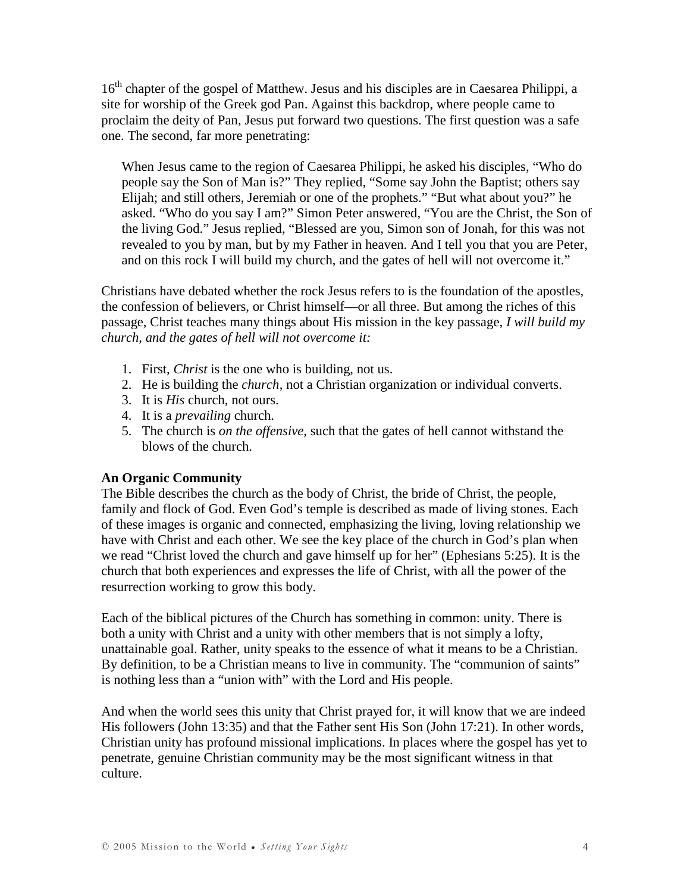16th chapter of the gospel of Matthew. Jesus and his disciples are in Caesarea Philippi, a site for worship of the Greek god Pan. Against this backdrop, where people came to proclaim the deity of Pan, Jesus put forward two questions. The first question was a safe one. The second, far more penetrating:

> When Jesus came to the region of Caesarea Philippi, he asked his disciples, "Who do people say the Son of Man is?" They replied, "Some say John the Baptist; others say Elijah; and still others, Jeremiah or one of the prophets." "But what about you?" he asked. "Who do you say I am?" Simon Peter answered, "You are the Christ, the Son of the living God." Jesus replied, "Blessed are you, Simon son of Jonah, for this was not revealed to you by man, but by my Father in heaven. And I tell you that you are Peter, and on this rock I will build my church, and the gates of hell will not overcome it."

Christians have debated whether the rock Jesus refers to is the foundation of the apostles, the confession of believers, or Christ himself—or all three. But among the riches of this passage, Christ teaches many things about His mission in the key passage, *I will build my church, and the gates of hell will not overcome it:*

1. First, *Christ* is the one who is building, not us.
2. He is building the *church*, not a Christian organization or individual converts.
3. It is *His* church, not ours.
4. It is a *prevailing* church.
5. The church is *on the offensive*, such that the gates of hell cannot withstand the blows of the church.

**An Organic Community**

The Bible describes the church as the body of Christ, the bride of Christ, the people, family and flock of God. Even God's temple is described as made of living stones. Each of these images is organic and connected, emphasizing the living, loving relationship we have with Christ and each other. We see the key place of the church in God's plan when we read "Christ loved the church and gave himself up for her" (Ephesians 5:25). It is the church that both experiences and expresses the life of Christ, with all the power of the resurrection working to grow this body.

Each of the biblical pictures of the Church has something in common: unity. There is both a unity with Christ and a unity with other members that is not simply a lofty, unattainable goal. Rather, unity speaks to the essence of what it means to be a Christian. By definition, to be a Christian means to live in community. The "communion of saints" is nothing less than a "union with" with the Lord and His people.

And when the world sees this unity that Christ prayed for, it will know that we are indeed His followers (John 13:35) and that the Father sent His Son (John 17:21). In other words, Christian unity has profound missional implications. In places where the gospel has yet to penetrate, genuine Christian community may be the most significant witness in that culture.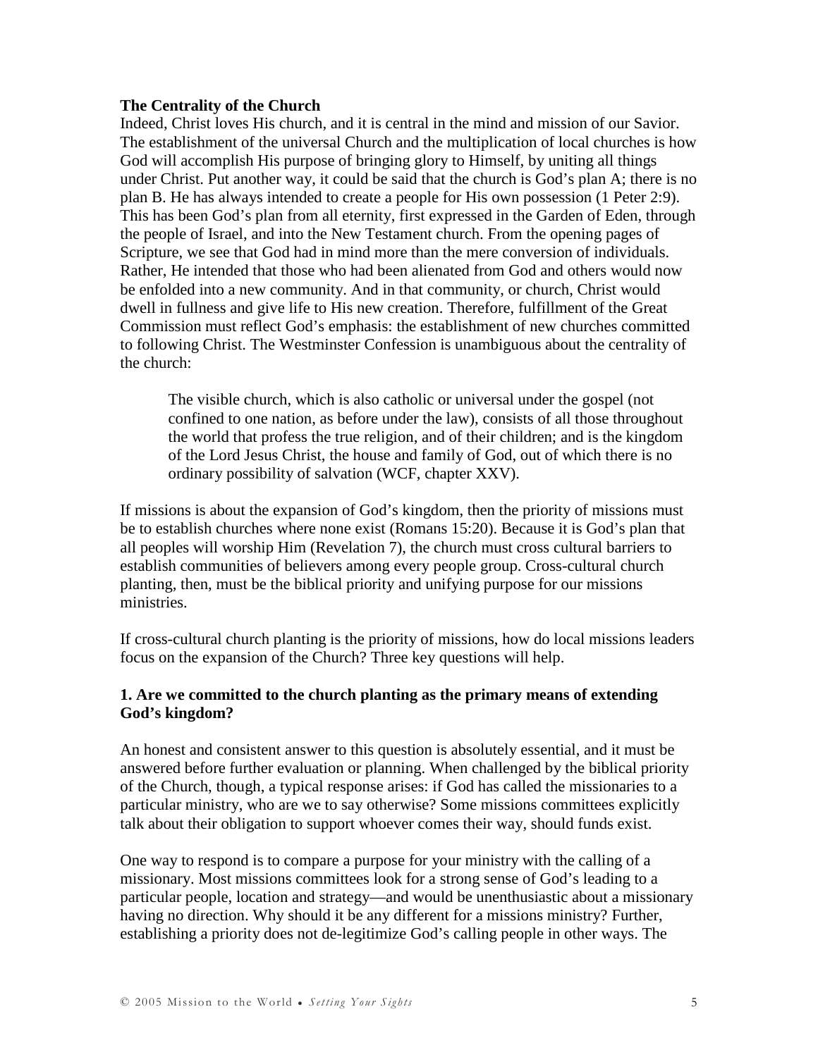### The Centrality of the Church

Indeed, Christ loves His church, and it is central in the mind and mission of our Savior. The establishment of the universal Church and the multiplication of local churches is how God will accomplish His purpose of bringing glory to Himself, by uniting all things under Christ. Put another way, it could be said that the church is God's plan A; there is no plan B. He has always intended to create a people for His own possession (1 Peter 2:9). This has been God's plan from all eternity, first expressed in the Garden of Eden, through the people of Israel, and into the New Testament church. From the opening pages of Scripture, we see that God had in mind more than the mere conversion of individuals. Rather, He intended that those who had been alienated from God and others would now be enfolded into a new community. And in that community, or church, Christ would dwell in fullness and give life to His new creation. Therefore, fulfillment of the Great Commission must reflect God's emphasis: the establishment of new churches committed to following Christ. The Westminster Confession is unambiguous about the centrality of the church:

> The visible church, which is also catholic or universal under the gospel (not confined to one nation, as before under the law), consists of all those throughout the world that profess the true religion, and of their children; and is the kingdom of the Lord Jesus Christ, the house and family of God, out of which there is no ordinary possibility of salvation (WCF, chapter XXV).

If missions is about the expansion of God's kingdom, then the priority of missions must be to establish churches where none exist (Romans 15:20). Because it is God's plan that all peoples will worship Him (Revelation 7), the church must cross cultural barriers to establish communities of believers among every people group. Cross-cultural church planting, then, must be the biblical priority and unifying purpose for our missions ministries.

If cross-cultural church planting is the priority of missions, how do local missions leaders focus on the expansion of the Church? Three key questions will help.

#### 1. Are we committed to the church planting as the primary means of extending God's kingdom?

An honest and consistent answer to this question is absolutely essential, and it must be answered before further evaluation or planning. When challenged by the biblical priority of the Church, though, a typical response arises: if God has called the missionaries to a particular ministry, who are we to say otherwise? Some missions committees explicitly talk about their obligation to support whoever comes their way, should funds exist.

One way to respond is to compare a purpose for your ministry with the calling of a missionary. Most missions committees look for a strong sense of God's leading to a particular people, location and strategy—and would be unenthusiastic about a missionary having no direction. Why should it be any different for a missions ministry? Further, establishing a priority does not de-legitimize God's calling people in other ways. The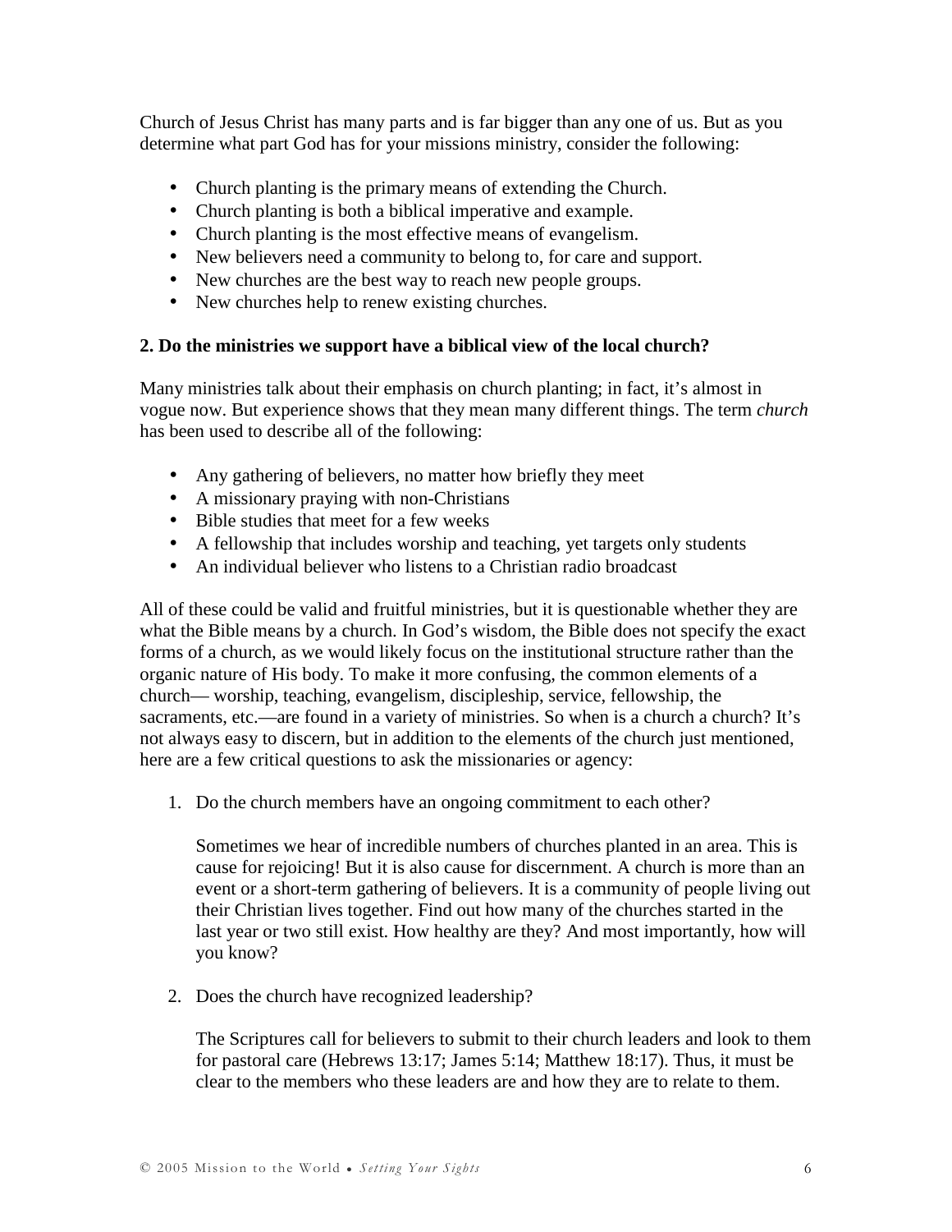Church of Jesus Christ has many parts and is far bigger than any one of us. But as you determine what part God has for your missions ministry, consider the following:

- Church planting is the primary means of extending the Church.
- Church planting is both a biblical imperative and example.
- Church planting is the most effective means of evangelism.
- New believers need a community to belong to, for care and support.
- New churches are the best way to reach new people groups.
- New churches help to renew existing churches.

**2. Do the ministries we support have a biblical view of the local church?**

Many ministries talk about their emphasis on church planting; in fact, it's almost in vogue now. But experience shows that they mean many different things. The term *church* has been used to describe all of the following:

- Any gathering of believers, no matter how briefly they meet
- A missionary praying with non-Christians
- Bible studies that meet for a few weeks
- A fellowship that includes worship and teaching, yet targets only students
- An individual believer who listens to a Christian radio broadcast

All of these could be valid and fruitful ministries, but it is questionable whether they are what the Bible means by a church. In God's wisdom, the Bible does not specify the exact forms of a church, as we would likely focus on the institutional structure rather than the organic nature of His body. To make it more confusing, the common elements of a church— worship, teaching, evangelism, discipleship, service, fellowship, the sacraments, etc.—are found in a variety of ministries. So when is a church a church? It's not always easy to discern, but in addition to the elements of the church just mentioned, here are a few critical questions to ask the missionaries or agency:

1. Do the church members have an ongoing commitment to each other?

   Sometimes we hear of incredible numbers of churches planted in an area. This is cause for rejoicing! But it is also cause for discernment. A church is more than an event or a short-term gathering of believers. It is a community of people living out their Christian lives together. Find out how many of the churches started in the last year or two still exist. How healthy are they? And most importantly, how will you know?

2. Does the church have recognized leadership?

   The Scriptures call for believers to submit to their church leaders and look to them for pastoral care (Hebrews 13:17; James 5:14; Matthew 18:17). Thus, it must be clear to the members who these leaders are and how they are to relate to them.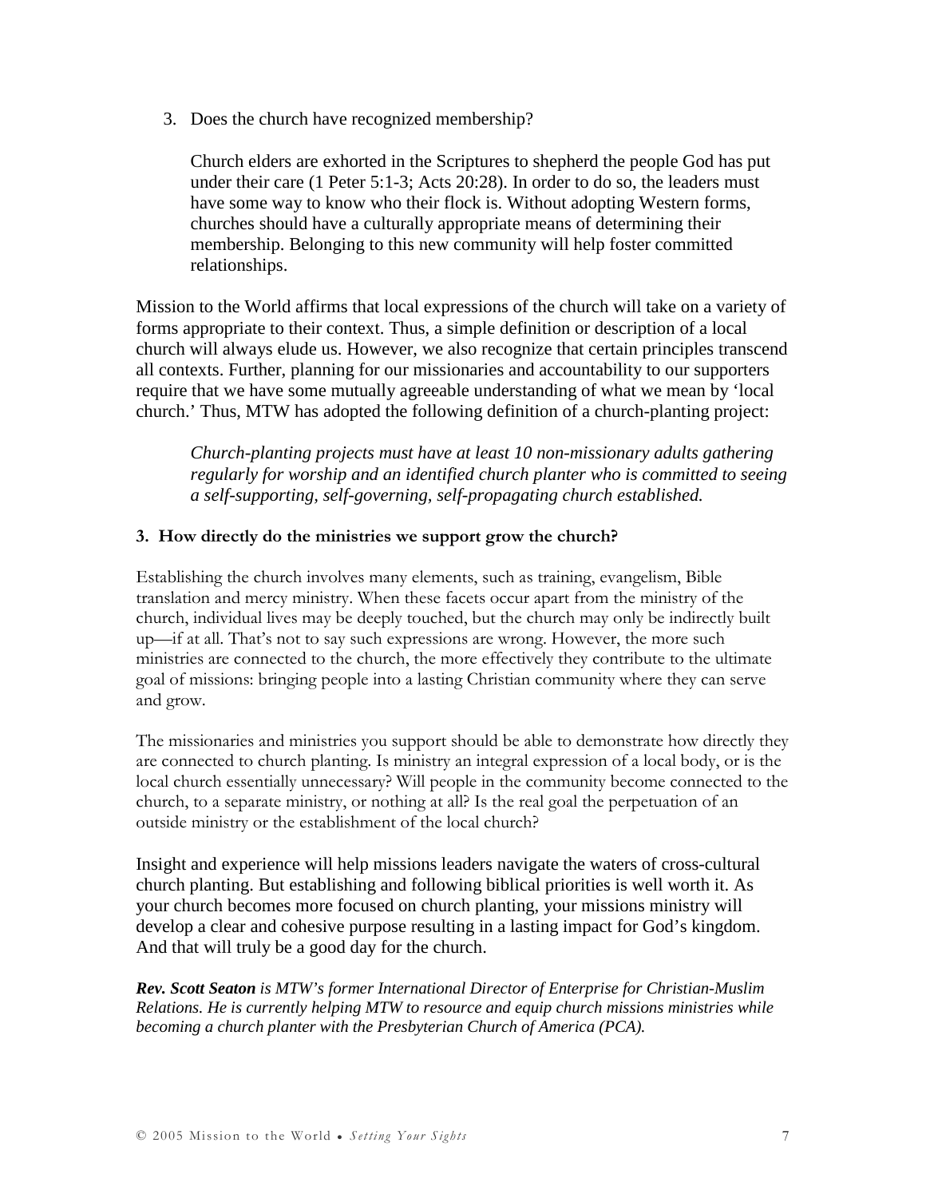3. Does the church have recognized membership?

   Church elders are exhorted in the Scriptures to shepherd the people God has put under their care (1 Peter 5:1-3; Acts 20:28). In order to do so, the leaders must have some way to know who their flock is. Without adopting Western forms, churches should have a culturally appropriate means of determining their membership. Belonging to this new community will help foster committed relationships.

Mission to the World affirms that local expressions of the church will take on a variety of forms appropriate to their context. Thus, a simple definition or description of a local church will always elude us. However, we also recognize that certain principles transcend all contexts. Further, planning for our missionaries and accountability to our supporters require that we have some mutually agreeable understanding of what we mean by 'local church.' Thus, MTW has adopted the following definition of a church-planting project:

> *Church-planting projects must have at least 10 non-missionary adults gathering regularly for worship and an identified church planter who is committed to seeing a self-supporting, self-governing, self-propagating church established.*

**3. How directly do the ministries we support grow the church?**

Establishing the church involves many elements, such as training, evangelism, Bible translation and mercy ministry. When these facets occur apart from the ministry of the church, individual lives may be deeply touched, but the church may only be indirectly built up—if at all. That's not to say such expressions are wrong. However, the more such ministries are connected to the church, the more effectively they contribute to the ultimate goal of missions: bringing people into a lasting Christian community where they can serve and grow.

The missionaries and ministries you support should be able to demonstrate how directly they are connected to church planting. Is ministry an integral expression of a local body, or is the local church essentially unnecessary? Will people in the community become connected to the church, to a separate ministry, or nothing at all? Is the real goal the perpetuation of an outside ministry or the establishment of the local church?

Insight and experience will help missions leaders navigate the waters of cross-cultural church planting. But establishing and following biblical priorities is well worth it. As your church becomes more focused on church planting, your missions ministry will develop a clear and cohesive purpose resulting in a lasting impact for God's kingdom. And that will truly be a good day for the church.

***Rev. Scott Seaton*** *is MTW's former International Director of Enterprise for Christian-Muslim Relations. He is currently helping MTW to resource and equip church missions ministries while becoming a church planter with the Presbyterian Church of America (PCA).*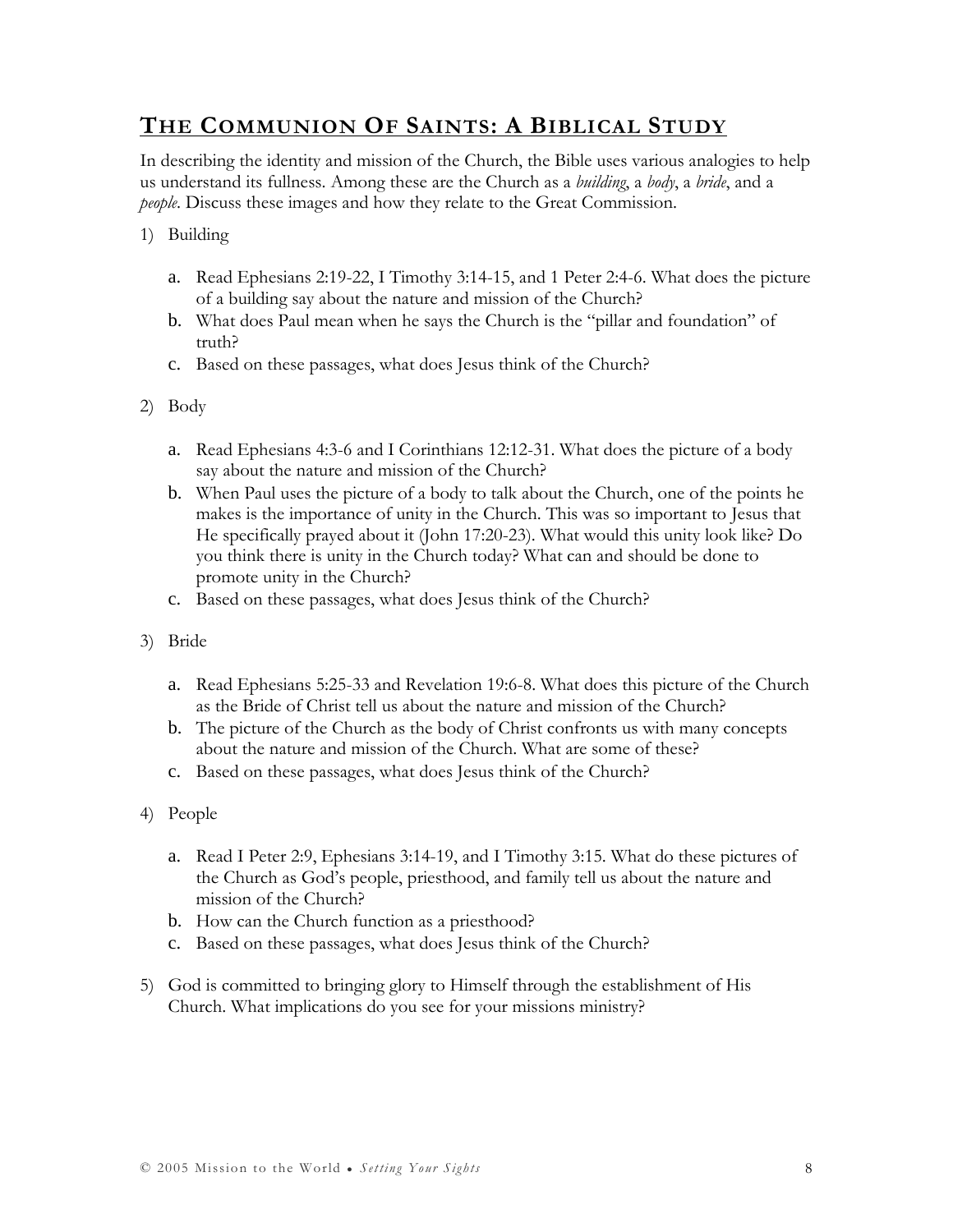## THE COMMUNION OF SAINTS: A BIBLICAL STUDY

In describing the identity and mission of the Church, the Bible uses various analogies to help us understand its fullness. Among these are the Church as a *building*, a *body*, a *bride*, and a *people*. Discuss these images and how they relate to the Great Commission.

1) Building

   a. Read Ephesians 2:19-22, I Timothy 3:14-15, and 1 Peter 2:4-6. What does the picture of a building say about the nature and mission of the Church?
   b. What does Paul mean when he says the Church is the "pillar and foundation" of truth?
   c. Based on these passages, what does Jesus think of the Church?

2) Body

   a. Read Ephesians 4:3-6 and I Corinthians 12:12-31. What does the picture of a body say about the nature and mission of the Church?
   b. When Paul uses the picture of a body to talk about the Church, one of the points he makes is the importance of unity in the Church. This was so important to Jesus that He specifically prayed about it (John 17:20-23). What would this unity look like? Do you think there is unity in the Church today? What can and should be done to promote unity in the Church?
   c. Based on these passages, what does Jesus think of the Church?

3) Bride

   a. Read Ephesians 5:25-33 and Revelation 19:6-8. What does this picture of the Church as the Bride of Christ tell us about the nature and mission of the Church?
   b. The picture of the Church as the body of Christ confronts us with many concepts about the nature and mission of the Church. What are some of these?
   c. Based on these passages, what does Jesus think of the Church?

4) People

   a. Read I Peter 2:9, Ephesians 3:14-19, and I Timothy 3:15. What do these pictures of the Church as God's people, priesthood, and family tell us about the nature and mission of the Church?
   b. How can the Church function as a priesthood?
   c. Based on these passages, what does Jesus think of the Church?

5) God is committed to bringing glory to Himself through the establishment of His Church. What implications do you see for your missions ministry?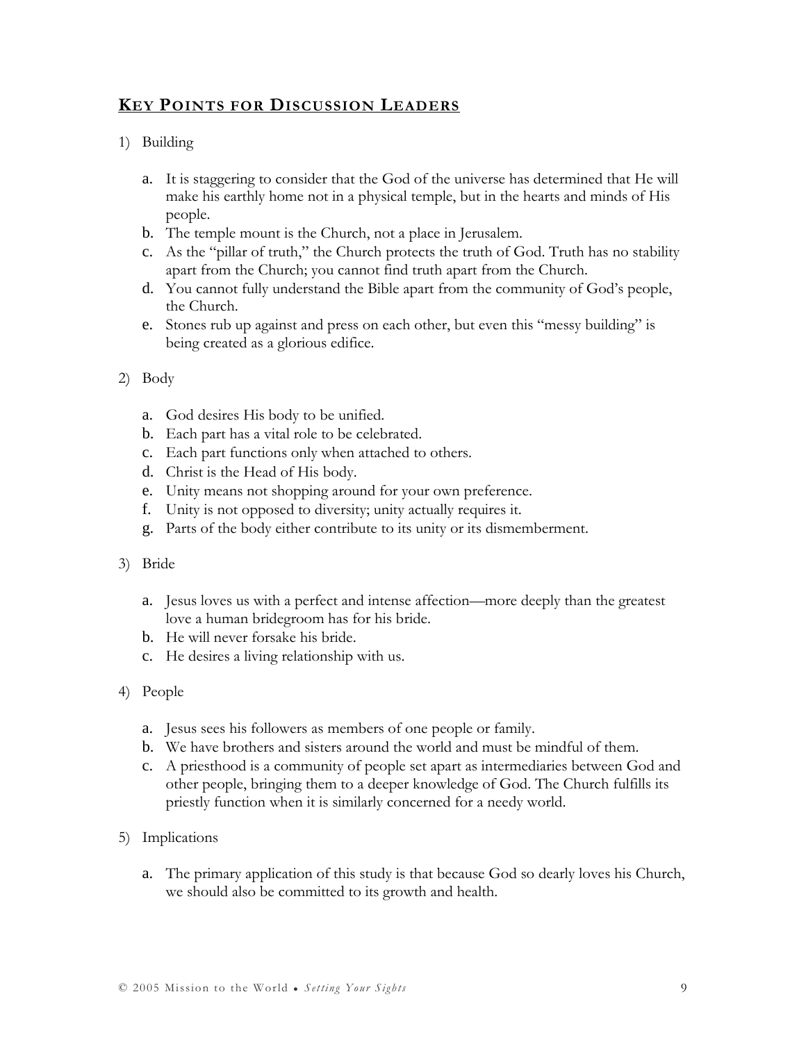## Key Points for Discussion Leaders

1) Building

   a. It is staggering to consider that the God of the universe has determined that He will make his earthly home not in a physical temple, but in the hearts and minds of His people.
   b. The temple mount is the Church, not a place in Jerusalem.
   c. As the "pillar of truth," the Church protects the truth of God. Truth has no stability apart from the Church; you cannot find truth apart from the Church.
   d. You cannot fully understand the Bible apart from the community of God's people, the Church.
   e. Stones rub up against and press on each other, but even this "messy building" is being created as a glorious edifice.

2) Body

   a. God desires His body to be unified.
   b. Each part has a vital role to be celebrated.
   c. Each part functions only when attached to others.
   d. Christ is the Head of His body.
   e. Unity means not shopping around for your own preference.
   f. Unity is not opposed to diversity; unity actually requires it.
   g. Parts of the body either contribute to its unity or its dismemberment.

3) Bride

   a. Jesus loves us with a perfect and intense affection—more deeply than the greatest love a human bridegroom has for his bride.
   b. He will never forsake his bride.
   c. He desires a living relationship with us.

4) People

   a. Jesus sees his followers as members of one people or family.
   b. We have brothers and sisters around the world and must be mindful of them.
   c. A priesthood is a community of people set apart as intermediaries between God and other people, bringing them to a deeper knowledge of God. The Church fulfills its priestly function when it is similarly concerned for a needy world.

5) Implications

   a. The primary application of this study is that because God so dearly loves his Church, we should also be committed to its growth and health.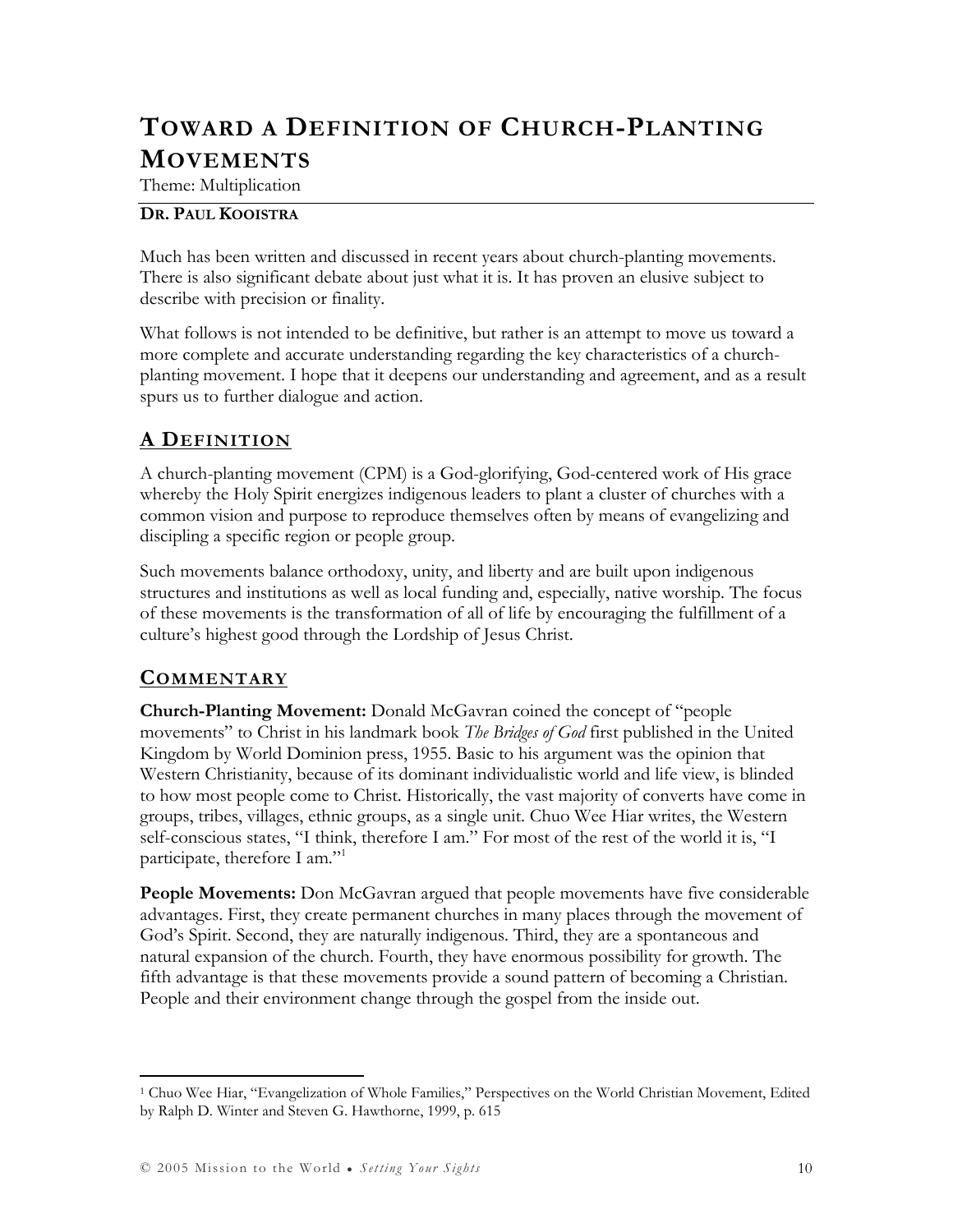# TOWARD A DEFINITION OF CHURCH-PLANTING MOVEMENTS

Theme: Multiplication

**DR. PAUL KOOISTRA**

Much has been written and discussed in recent years about church-planting movements. There is also significant debate about just what it is. It has proven an elusive subject to describe with precision or finality.

What follows is not intended to be definitive, but rather is an attempt to move us toward a more complete and accurate understanding regarding the key characteristics of a church-planting movement. I hope that it deepens our understanding and agreement, and as a result spurs us to further dialogue and action.

## A DEFINITION

A church-planting movement (CPM) is a God-glorifying, God-centered work of His grace whereby the Holy Spirit energizes indigenous leaders to plant a cluster of churches with a common vision and purpose to reproduce themselves often by means of evangelizing and discipling a specific region or people group.

Such movements balance orthodoxy, unity, and liberty and are built upon indigenous structures and institutions as well as local funding and, especially, native worship. The focus of these movements is the transformation of all of life by encouraging the fulfillment of a culture's highest good through the Lordship of Jesus Christ.

## COMMENTARY

**Church-Planting Movement:** Donald McGavran coined the concept of "people movements" to Christ in his landmark book *The Bridges of God* first published in the United Kingdom by World Dominion press, 1955. Basic to his argument was the opinion that Western Christianity, because of its dominant individualistic world and life view, is blinded to how most people come to Christ. Historically, the vast majority of converts have come in groups, tribes, villages, ethnic groups, as a single unit. Chuo Wee Hiar writes, the Western self-conscious states, "I think, therefore I am." For most of the rest of the world it is, "I participate, therefore I am."[1]

**People Movements:** Don McGavran argued that people movements have five considerable advantages. First, they create permanent churches in many places through the movement of God's Spirit. Second, they are naturally indigenous. Third, they are a spontaneous and natural expansion of the church. Fourth, they have enormous possibility for growth. The fifth advantage is that these movements provide a sound pattern of becoming a Christian. People and their environment change through the gospel from the inside out.

---

[1] Chuo Wee Hiar, "Evangelization of Whole Families," Perspectives on the World Christian Movement, Edited by Ralph D. Winter and Steven G. Hawthorne, 1999, p. 615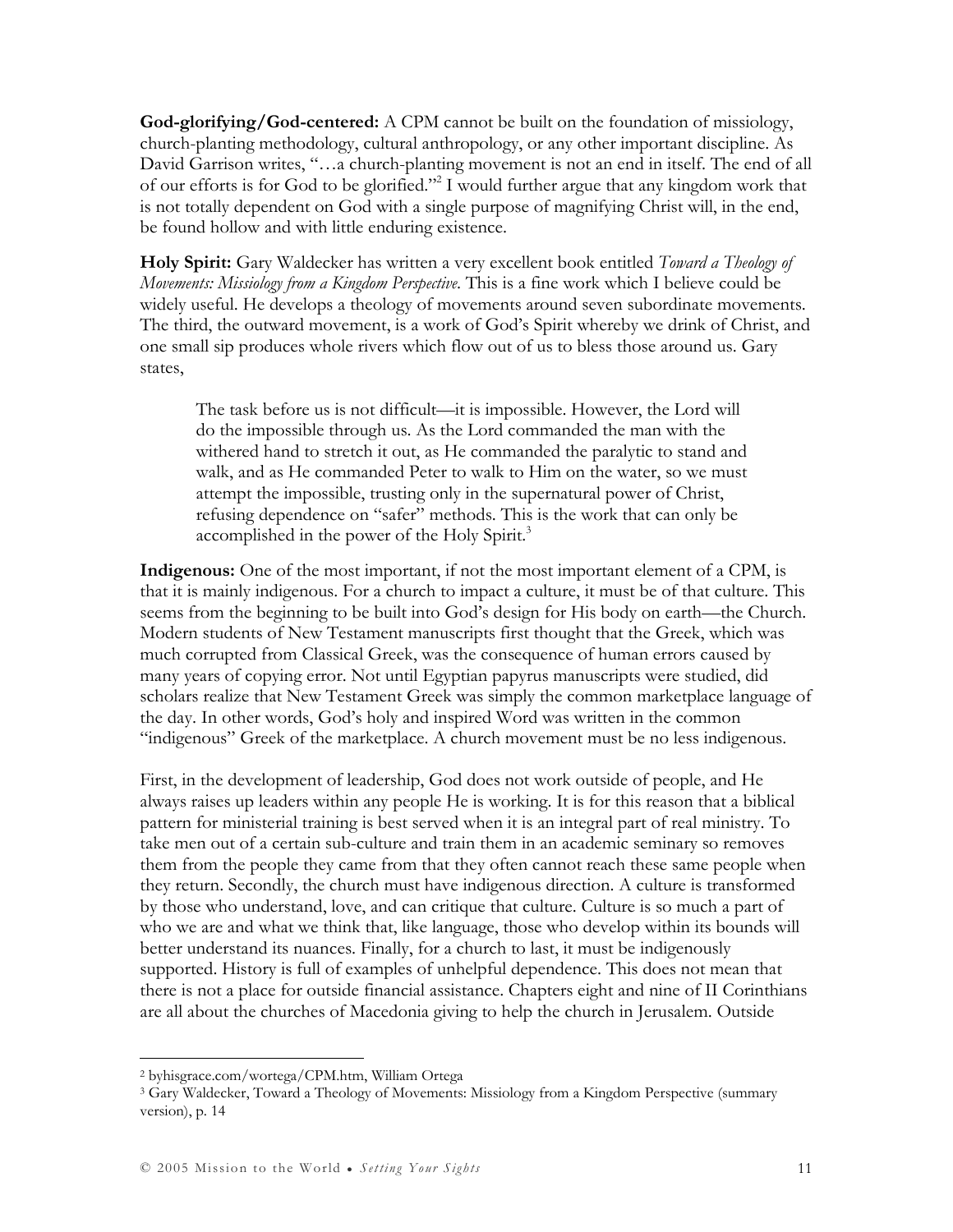**God-glorifying/God-centered:** A CPM cannot be built on the foundation of missiology, church-planting methodology, cultural anthropology, or any other important discipline. As David Garrison writes, "…a church-planting movement is not an end in itself. The end of all of our efforts is for God to be glorified."[2] I would further argue that any kingdom work that is not totally dependent on God with a single purpose of magnifying Christ will, in the end, be found hollow and with little enduring existence.

**Holy Spirit:** Gary Waldecker has written a very excellent book entitled *Toward a Theology of Movements: Missiology from a Kingdom Perspective*. This is a fine work which I believe could be widely useful. He develops a theology of movements around seven subordinate movements. The third, the outward movement, is a work of God's Spirit whereby we drink of Christ, and one small sip produces whole rivers which flow out of us to bless those around us. Gary states,

> The task before us is not difficult—it is impossible. However, the Lord will do the impossible through us. As the Lord commanded the man with the withered hand to stretch it out, as He commanded the paralytic to stand and walk, and as He commanded Peter to walk to Him on the water, so we must attempt the impossible, trusting only in the supernatural power of Christ, refusing dependence on "safer" methods. This is the work that can only be accomplished in the power of the Holy Spirit.[3]

**Indigenous:** One of the most important, if not the most important element of a CPM, is that it is mainly indigenous. For a church to impact a culture, it must be of that culture. This seems from the beginning to be built into God's design for His body on earth—the Church. Modern students of New Testament manuscripts first thought that the Greek, which was much corrupted from Classical Greek, was the consequence of human errors caused by many years of copying error. Not until Egyptian papyrus manuscripts were studied, did scholars realize that New Testament Greek was simply the common marketplace language of the day. In other words, God's holy and inspired Word was written in the common "indigenous" Greek of the marketplace. A church movement must be no less indigenous.

First, in the development of leadership, God does not work outside of people, and He always raises up leaders within any people He is working. It is for this reason that a biblical pattern for ministerial training is best served when it is an integral part of real ministry. To take men out of a certain sub-culture and train them in an academic seminary so removes them from the people they came from that they often cannot reach these same people when they return. Secondly, the church must have indigenous direction. A culture is transformed by those who understand, love, and can critique that culture. Culture is so much a part of who we are and what we think that, like language, those who develop within its bounds will better understand its nuances. Finally, for a church to last, it must be indigenously supported. History is full of examples of unhelpful dependence. This does not mean that there is not a place for outside financial assistance. Chapters eight and nine of II Corinthians are all about the churches of Macedonia giving to help the church in Jerusalem. Outside

---

[2] byhisgrace.com/wortega/CPM.htm, William Ortega

[3] Gary Waldecker, Toward a Theology of Movements: Missiology from a Kingdom Perspective (summary version), p. 14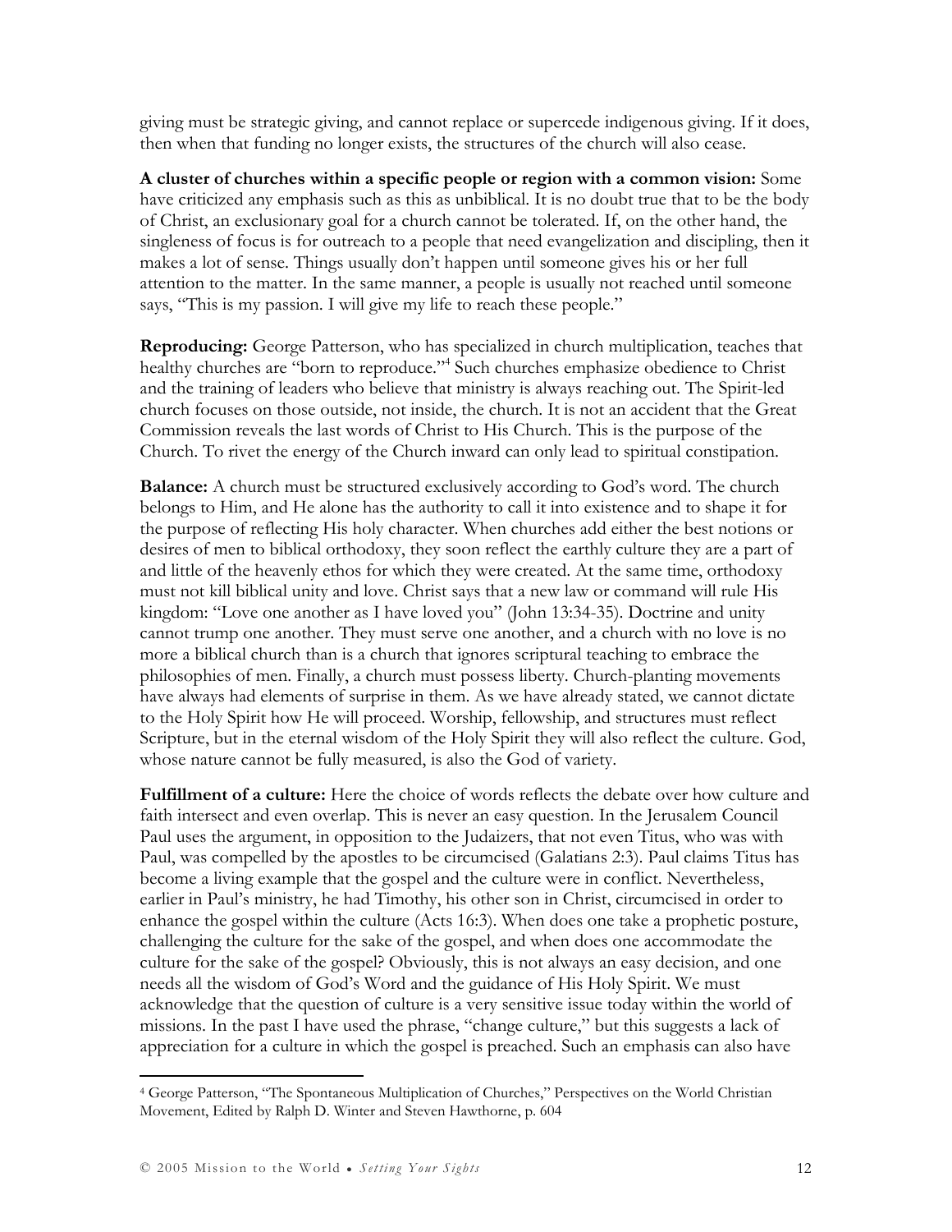giving must be strategic giving, and cannot replace or supercede indigenous giving. If it does, then when that funding no longer exists, the structures of the church will also cease.

**A cluster of churches within a specific people or region with a common vision:** Some have criticized any emphasis such as this as unbiblical. It is no doubt true that to be the body of Christ, an exclusionary goal for a church cannot be tolerated. If, on the other hand, the singleness of focus is for outreach to a people that need evangelization and discipling, then it makes a lot of sense. Things usually don't happen until someone gives his or her full attention to the matter. In the same manner, a people is usually not reached until someone says, "This is my passion. I will give my life to reach these people."

**Reproducing:** George Patterson, who has specialized in church multiplication, teaches that healthy churches are "born to reproduce."[4] Such churches emphasize obedience to Christ and the training of leaders who believe that ministry is always reaching out. The Spirit-led church focuses on those outside, not inside, the church. It is not an accident that the Great Commission reveals the last words of Christ to His Church. This is the purpose of the Church. To rivet the energy of the Church inward can only lead to spiritual constipation.

**Balance:** A church must be structured exclusively according to God's word. The church belongs to Him, and He alone has the authority to call it into existence and to shape it for the purpose of reflecting His holy character. When churches add either the best notions or desires of men to biblical orthodoxy, they soon reflect the earthly culture they are a part of and little of the heavenly ethos for which they were created. At the same time, orthodoxy must not kill biblical unity and love. Christ says that a new law or command will rule His kingdom: "Love one another as I have loved you" (John 13:34-35). Doctrine and unity cannot trump one another. They must serve one another, and a church with no love is no more a biblical church than is a church that ignores scriptural teaching to embrace the philosophies of men. Finally, a church must possess liberty. Church-planting movements have always had elements of surprise in them. As we have already stated, we cannot dictate to the Holy Spirit how He will proceed. Worship, fellowship, and structures must reflect Scripture, but in the eternal wisdom of the Holy Spirit they will also reflect the culture. God, whose nature cannot be fully measured, is also the God of variety.

**Fulfillment of a culture:** Here the choice of words reflects the debate over how culture and faith intersect and even overlap. This is never an easy question. In the Jerusalem Council Paul uses the argument, in opposition to the Judaizers, that not even Titus, who was with Paul, was compelled by the apostles to be circumcised (Galatians 2:3). Paul claims Titus has become a living example that the gospel and the culture were in conflict. Nevertheless, earlier in Paul's ministry, he had Timothy, his other son in Christ, circumcised in order to enhance the gospel within the culture (Acts 16:3). When does one take a prophetic posture, challenging the culture for the sake of the gospel, and when does one accommodate the culture for the sake of the gospel? Obviously, this is not always an easy decision, and one needs all the wisdom of God's Word and the guidance of His Holy Spirit. We must acknowledge that the question of culture is a very sensitive issue today within the world of missions. In the past I have used the phrase, "change culture," but this suggests a lack of appreciation for a culture in which the gospel is preached. Such an emphasis can also have

---

[4] George Patterson, "The Spontaneous Multiplication of Churches," Perspectives on the World Christian Movement, Edited by Ralph D. Winter and Steven Hawthorne, p. 604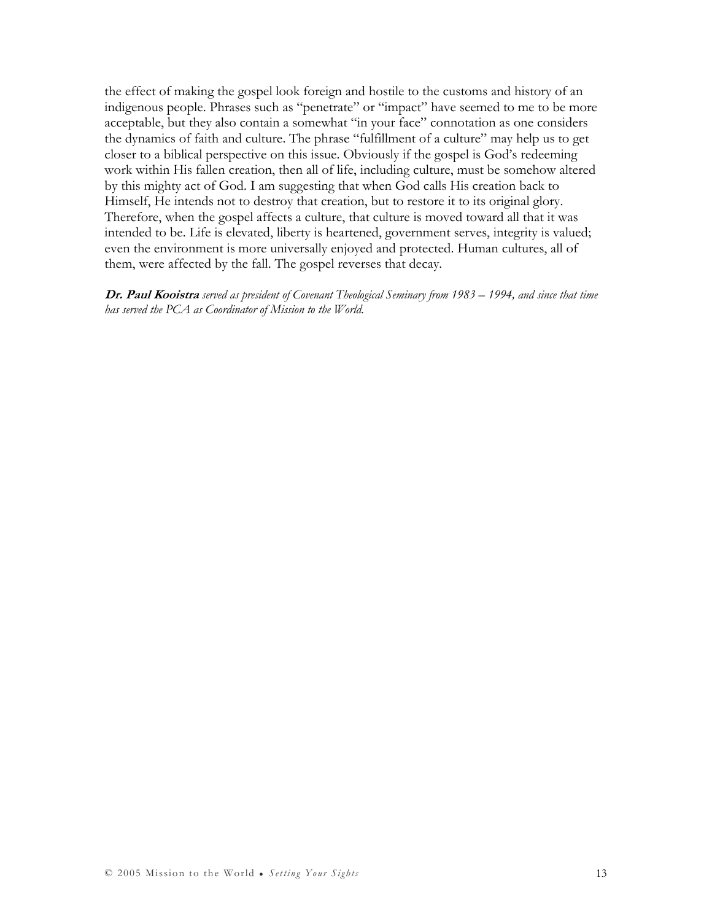the effect of making the gospel look foreign and hostile to the customs and history of an indigenous people. Phrases such as "penetrate" or "impact" have seemed to me to be more acceptable, but they also contain a somewhat "in your face" connotation as one considers the dynamics of faith and culture. The phrase "fulfillment of a culture" may help us to get closer to a biblical perspective on this issue. Obviously if the gospel is God's redeeming work within His fallen creation, then all of life, including culture, must be somehow altered by this mighty act of God. I am suggesting that when God calls His creation back to Himself, He intends not to destroy that creation, but to restore it to its original glory. Therefore, when the gospel affects a culture, that culture is moved toward all that it was intended to be. Life is elevated, liberty is heartened, government serves, integrity is valued; even the environment is more universally enjoyed and protected. Human cultures, all of them, were affected by the fall. The gospel reverses that decay.

***Dr. Paul Kooistra** served as president of Covenant Theological Seminary from 1983 – 1994, and since that time has served the PCA as Coordinator of Mission to the World.*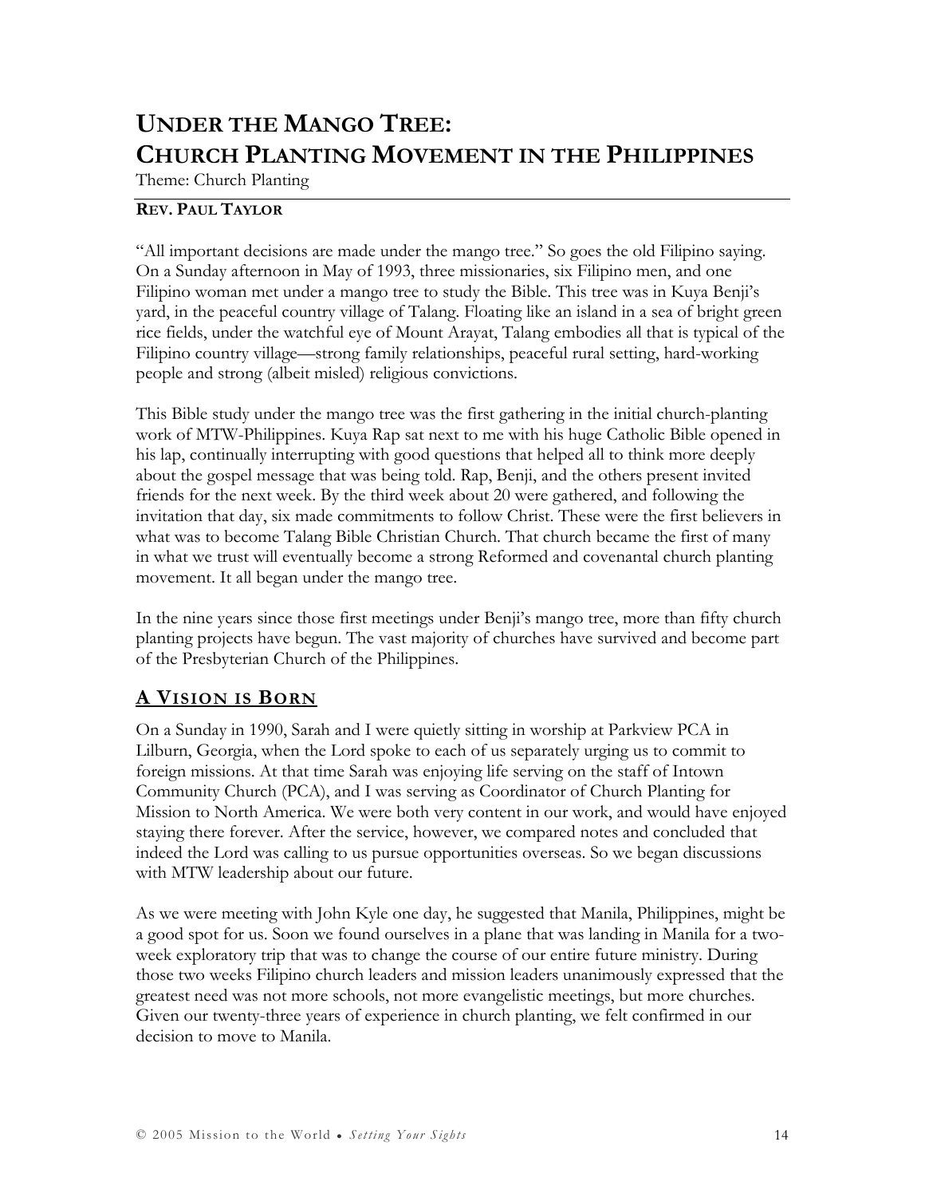# UNDER THE MANGO TREE: CHURCH PLANTING MOVEMENT IN THE PHILIPPINES

Theme: Church Planting

**REV. PAUL TAYLOR**

"All important decisions are made under the mango tree." So goes the old Filipino saying. On a Sunday afternoon in May of 1993, three missionaries, six Filipino men, and one Filipino woman met under a mango tree to study the Bible. This tree was in Kuya Benji's yard, in the peaceful country village of Talang. Floating like an island in a sea of bright green rice fields, under the watchful eye of Mount Arayat, Talang embodies all that is typical of the Filipino country village—strong family relationships, peaceful rural setting, hard-working people and strong (albeit misled) religious convictions.

This Bible study under the mango tree was the first gathering in the initial church-planting work of MTW-Philippines. Kuya Rap sat next to me with his huge Catholic Bible opened in his lap, continually interrupting with good questions that helped all to think more deeply about the gospel message that was being told. Rap, Benji, and the others present invited friends for the next week. By the third week about 20 were gathered, and following the invitation that day, six made commitments to follow Christ. These were the first believers in what was to become Talang Bible Christian Church. That church became the first of many in what we trust will eventually become a strong Reformed and covenantal church planting movement. It all began under the mango tree.

In the nine years since those first meetings under Benji's mango tree, more than fifty church planting projects have begun. The vast majority of churches have survived and become part of the Presbyterian Church of the Philippines.

## A VISION IS BORN

On a Sunday in 1990, Sarah and I were quietly sitting in worship at Parkview PCA in Lilburn, Georgia, when the Lord spoke to each of us separately urging us to commit to foreign missions. At that time Sarah was enjoying life serving on the staff of Intown Community Church (PCA), and I was serving as Coordinator of Church Planting for Mission to North America. We were both very content in our work, and would have enjoyed staying there forever. After the service, however, we compared notes and concluded that indeed the Lord was calling to us pursue opportunities overseas. So we began discussions with MTW leadership about our future.

As we were meeting with John Kyle one day, he suggested that Manila, Philippines, might be a good spot for us. Soon we found ourselves in a plane that was landing in Manila for a two-week exploratory trip that was to change the course of our entire future ministry. During those two weeks Filipino church leaders and mission leaders unanimously expressed that the greatest need was not more schools, not more evangelistic meetings, but more churches. Given our twenty-three years of experience in church planting, we felt confirmed in our decision to move to Manila.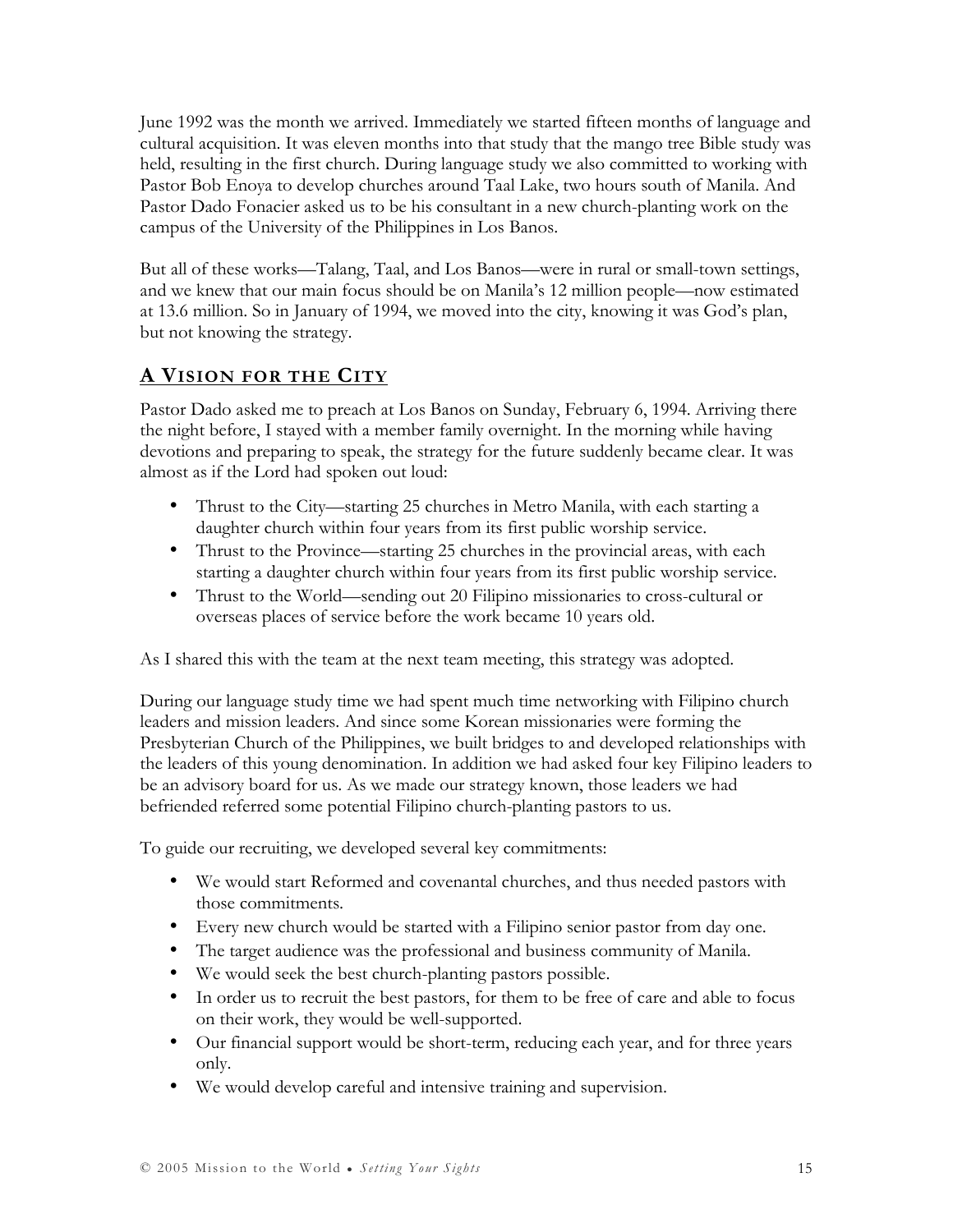June 1992 was the month we arrived. Immediately we started fifteen months of language and cultural acquisition. It was eleven months into that study that the mango tree Bible study was held, resulting in the first church. During language study we also committed to working with Pastor Bob Enoya to develop churches around Taal Lake, two hours south of Manila. And Pastor Dado Fonacier asked us to be his consultant in a new church-planting work on the campus of the University of the Philippines in Los Banos.

But all of these works—Talang, Taal, and Los Banos—were in rural or small-town settings, and we knew that our main focus should be on Manila's 12 million people—now estimated at 13.6 million. So in January of 1994, we moved into the city, knowing it was God's plan, but not knowing the strategy.

## A Vision for the City

Pastor Dado asked me to preach at Los Banos on Sunday, February 6, 1994. Arriving there the night before, I stayed with a member family overnight. In the morning while having devotions and preparing to speak, the strategy for the future suddenly became clear. It was almost as if the Lord had spoken out loud:

- Thrust to the City—starting 25 churches in Metro Manila, with each starting a daughter church within four years from its first public worship service.
- Thrust to the Province—starting 25 churches in the provincial areas, with each starting a daughter church within four years from its first public worship service.
- Thrust to the World—sending out 20 Filipino missionaries to cross-cultural or overseas places of service before the work became 10 years old.

As I shared this with the team at the next team meeting, this strategy was adopted.

During our language study time we had spent much time networking with Filipino church leaders and mission leaders. And since some Korean missionaries were forming the Presbyterian Church of the Philippines, we built bridges to and developed relationships with the leaders of this young denomination. In addition we had asked four key Filipino leaders to be an advisory board for us. As we made our strategy known, those leaders we had befriended referred some potential Filipino church-planting pastors to us.

To guide our recruiting, we developed several key commitments:

- We would start Reformed and covenantal churches, and thus needed pastors with those commitments.
- Every new church would be started with a Filipino senior pastor from day one.
- The target audience was the professional and business community of Manila.
- We would seek the best church-planting pastors possible.
- In order us to recruit the best pastors, for them to be free of care and able to focus on their work, they would be well-supported.
- Our financial support would be short-term, reducing each year, and for three years only.
- We would develop careful and intensive training and supervision.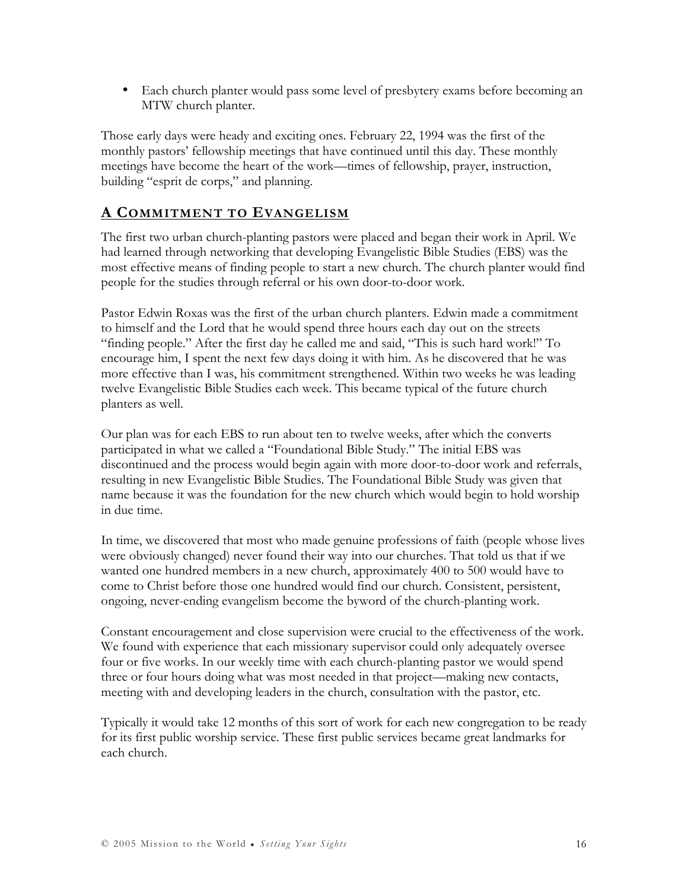- Each church planter would pass some level of presbytery exams before becoming an MTW church planter.

Those early days were heady and exciting ones. February 22, 1994 was the first of the monthly pastors' fellowship meetings that have continued until this day. These monthly meetings have become the heart of the work—times of fellowship, prayer, instruction, building "esprit de corps," and planning.

## A Commitment to Evangelism

The first two urban church-planting pastors were placed and began their work in April. We had learned through networking that developing Evangelistic Bible Studies (EBS) was the most effective means of finding people to start a new church. The church planter would find people for the studies through referral or his own door-to-door work.

Pastor Edwin Roxas was the first of the urban church planters. Edwin made a commitment to himself and the Lord that he would spend three hours each day out on the streets "finding people." After the first day he called me and said, "This is such hard work!" To encourage him, I spent the next few days doing it with him. As he discovered that he was more effective than I was, his commitment strengthened. Within two weeks he was leading twelve Evangelistic Bible Studies each week. This became typical of the future church planters as well.

Our plan was for each EBS to run about ten to twelve weeks, after which the converts participated in what we called a "Foundational Bible Study." The initial EBS was discontinued and the process would begin again with more door-to-door work and referrals, resulting in new Evangelistic Bible Studies. The Foundational Bible Study was given that name because it was the foundation for the new church which would begin to hold worship in due time.

In time, we discovered that most who made genuine professions of faith (people whose lives were obviously changed) never found their way into our churches. That told us that if we wanted one hundred members in a new church, approximately 400 to 500 would have to come to Christ before those one hundred would find our church. Consistent, persistent, ongoing, never-ending evangelism become the byword of the church-planting work.

Constant encouragement and close supervision were crucial to the effectiveness of the work. We found with experience that each missionary supervisor could only adequately oversee four or five works. In our weekly time with each church-planting pastor we would spend three or four hours doing what was most needed in that project—making new contacts, meeting with and developing leaders in the church, consultation with the pastor, etc.

Typically it would take 12 months of this sort of work for each new congregation to be ready for its first public worship service. These first public services became great landmarks for each church.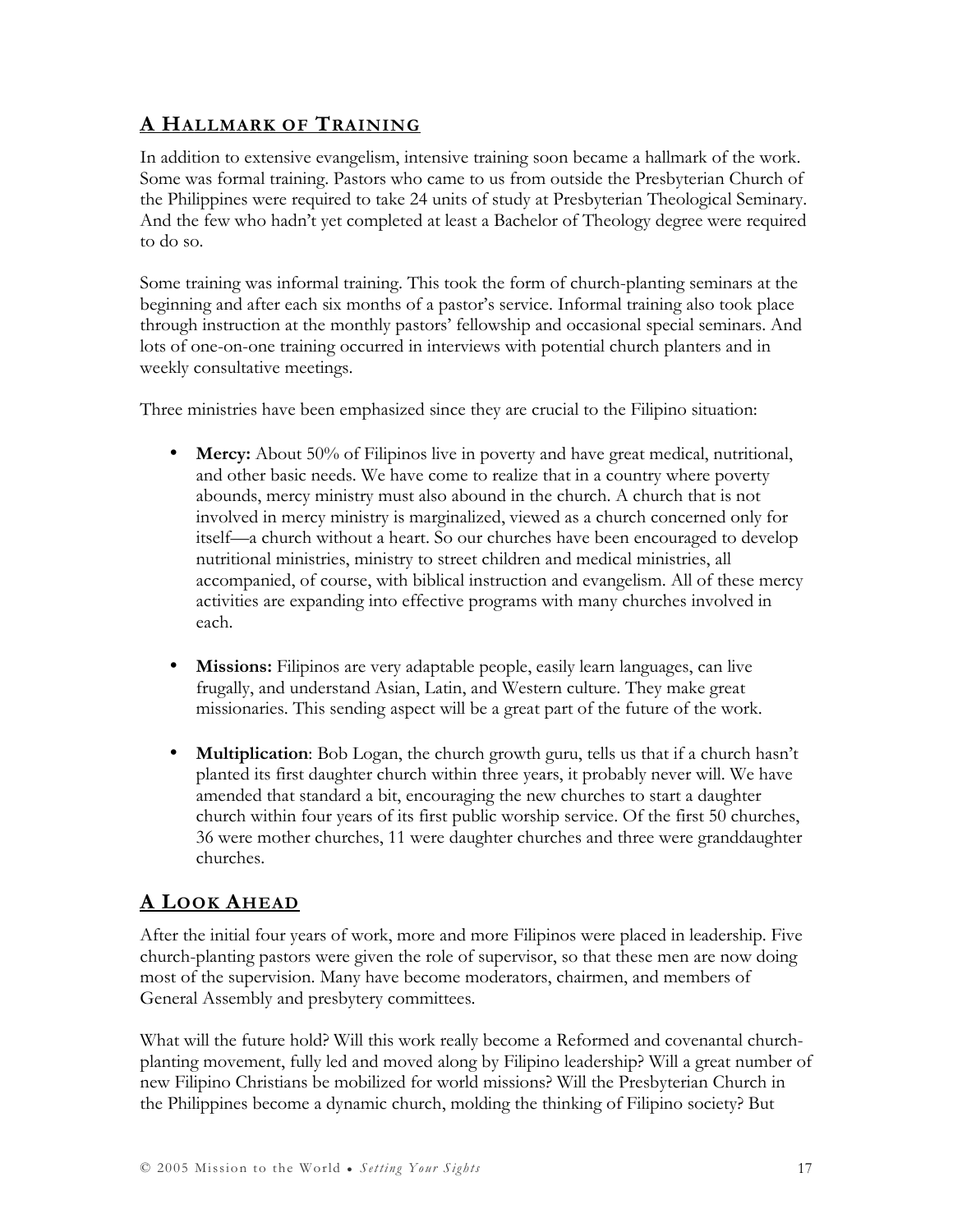## A Hallmark of Training

In addition to extensive evangelism, intensive training soon became a hallmark of the work. Some was formal training. Pastors who came to us from outside the Presbyterian Church of the Philippines were required to take 24 units of study at Presbyterian Theological Seminary. And the few who hadn't yet completed at least a Bachelor of Theology degree were required to do so.

Some training was informal training. This took the form of church-planting seminars at the beginning and after each six months of a pastor's service. Informal training also took place through instruction at the monthly pastors' fellowship and occasional special seminars. And lots of one-on-one training occurred in interviews with potential church planters and in weekly consultative meetings.

Three ministries have been emphasized since they are crucial to the Filipino situation:

- **Mercy:** About 50% of Filipinos live in poverty and have great medical, nutritional, and other basic needs. We have come to realize that in a country where poverty abounds, mercy ministry must also abound in the church. A church that is not involved in mercy ministry is marginalized, viewed as a church concerned only for itself—a church without a heart. So our churches have been encouraged to develop nutritional ministries, ministry to street children and medical ministries, all accompanied, of course, with biblical instruction and evangelism. All of these mercy activities are expanding into effective programs with many churches involved in each.

- **Missions:** Filipinos are very adaptable people, easily learn languages, can live frugally, and understand Asian, Latin, and Western culture. They make great missionaries. This sending aspect will be a great part of the future of the work.

- **Multiplication**: Bob Logan, the church growth guru, tells us that if a church hasn't planted its first daughter church within three years, it probably never will. We have amended that standard a bit, encouraging the new churches to start a daughter church within four years of its first public worship service. Of the first 50 churches, 36 were mother churches, 11 were daughter churches and three were granddaughter churches.

## A Look Ahead

After the initial four years of work, more and more Filipinos were placed in leadership. Five church-planting pastors were given the role of supervisor, so that these men are now doing most of the supervision. Many have become moderators, chairmen, and members of General Assembly and presbytery committees.

What will the future hold? Will this work really become a Reformed and covenantal church-planting movement, fully led and moved along by Filipino leadership? Will a great number of new Filipino Christians be mobilized for world missions? Will the Presbyterian Church in the Philippines become a dynamic church, molding the thinking of Filipino society? But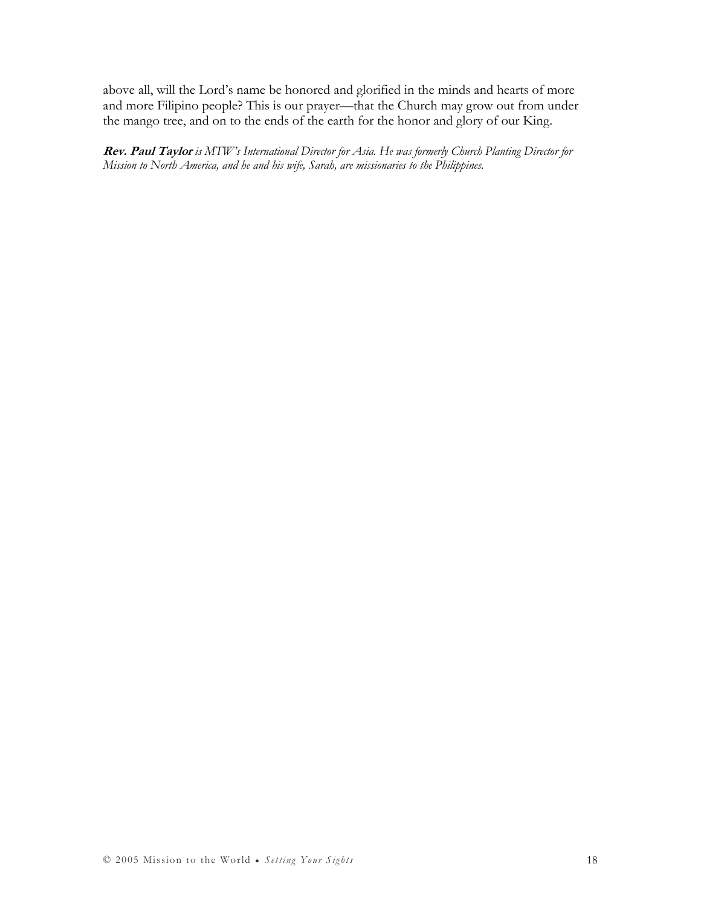above all, will the Lord's name be honored and glorified in the minds and hearts of more and more Filipino people? This is our prayer—that the Church may grow out from under the mango tree, and on to the ends of the earth for the honor and glory of our King.

**Rev. Paul Taylor** *is MTW's International Director for Asia. He was formerly Church Planting Director for Mission to North America, and he and his wife, Sarah, are missionaries to the Philippines.*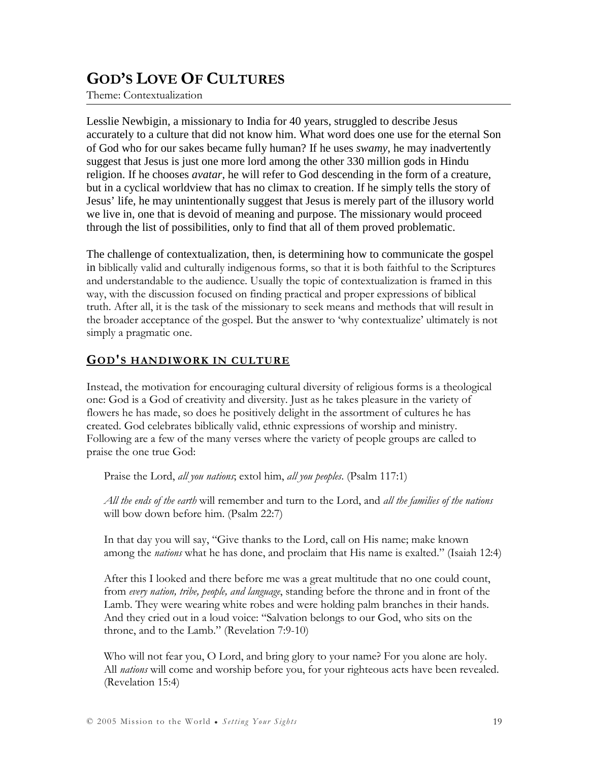# GOD'S LOVE OF CULTURES

Theme: Contextualization

Lesslie Newbigin, a missionary to India for 40 years, struggled to describe Jesus accurately to a culture that did not know him. What word does one use for the eternal Son of God who for our sakes became fully human? If he uses *swamy*, he may inadvertently suggest that Jesus is just one more lord among the other 330 million gods in Hindu religion. If he chooses *avatar*, he will refer to God descending in the form of a creature, but in a cyclical worldview that has no climax to creation. If he simply tells the story of Jesus' life, he may unintentionally suggest that Jesus is merely part of the illusory world we live in, one that is devoid of meaning and purpose. The missionary would proceed through the list of possibilities, only to find that all of them proved problematic.

The challenge of contextualization, then, is determining how to communicate the gospel in biblically valid and culturally indigenous forms, so that it is both faithful to the Scriptures and understandable to the audience. Usually the topic of contextualization is framed in this way, with the discussion focused on finding practical and proper expressions of biblical truth. After all, it is the task of the missionary to seek means and methods that will result in the broader acceptance of the gospel. But the answer to 'why contextualize' ultimately is not simply a pragmatic one.

## GOD'S HANDIWORK IN CULTURE

Instead, the motivation for encouraging cultural diversity of religious forms is a theological one: God is a God of creativity and diversity. Just as he takes pleasure in the variety of flowers he has made, so does he positively delight in the assortment of cultures he has created. God celebrates biblically valid, ethnic expressions of worship and ministry. Following are a few of the many verses where the variety of people groups are called to praise the one true God:

> Praise the Lord, *all you nations*; extol him, *all you peoples*. (Psalm 117:1)
>
> *All the ends of the earth* will remember and turn to the Lord, and *all the families of the nations* will bow down before him. (Psalm 22:7)
>
> In that day you will say, "Give thanks to the Lord, call on His name; make known among the *nations* what he has done, and proclaim that His name is exalted." (Isaiah 12:4)
>
> After this I looked and there before me was a great multitude that no one could count, from *every nation, tribe, people, and language*, standing before the throne and in front of the Lamb. They were wearing white robes and were holding palm branches in their hands. And they cried out in a loud voice: "Salvation belongs to our God, who sits on the throne, and to the Lamb." (Revelation 7:9-10)
>
> Who will not fear you, O Lord, and bring glory to your name? For you alone are holy. All *nations* will come and worship before you, for your righteous acts have been revealed. (Revelation 15:4)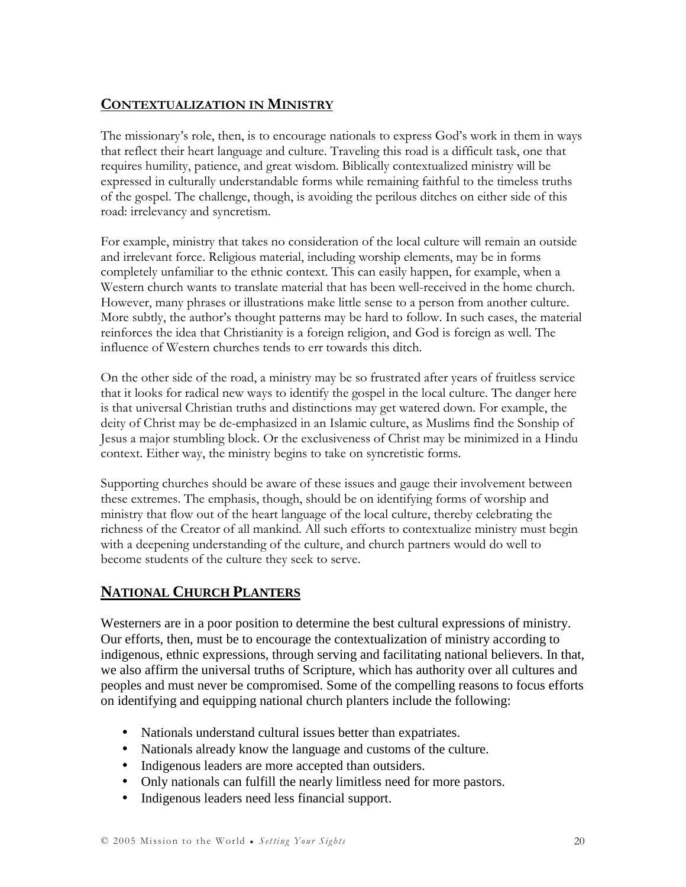## CONTEXTUALIZATION IN MINISTRY

The missionary's role, then, is to encourage nationals to express God's work in them in ways that reflect their heart language and culture. Traveling this road is a difficult task, one that requires humility, patience, and great wisdom. Biblically contextualized ministry will be expressed in culturally understandable forms while remaining faithful to the timeless truths of the gospel. The challenge, though, is avoiding the perilous ditches on either side of this road: irrelevancy and syncretism.

For example, ministry that takes no consideration of the local culture will remain an outside and irrelevant force. Religious material, including worship elements, may be in forms completely unfamiliar to the ethnic context. This can easily happen, for example, when a Western church wants to translate material that has been well-received in the home church. However, many phrases or illustrations make little sense to a person from another culture. More subtly, the author's thought patterns may be hard to follow. In such cases, the material reinforces the idea that Christianity is a foreign religion, and God is foreign as well. The influence of Western churches tends to err towards this ditch.

On the other side of the road, a ministry may be so frustrated after years of fruitless service that it looks for radical new ways to identify the gospel in the local culture. The danger here is that universal Christian truths and distinctions may get watered down. For example, the deity of Christ may be de-emphasized in an Islamic culture, as Muslims find the Sonship of Jesus a major stumbling block. Or the exclusiveness of Christ may be minimized in a Hindu context. Either way, the ministry begins to take on syncretistic forms.

Supporting churches should be aware of these issues and gauge their involvement between these extremes. The emphasis, though, should be on identifying forms of worship and ministry that flow out of the heart language of the local culture, thereby celebrating the richness of the Creator of all mankind. All such efforts to contextualize ministry must begin with a deepening understanding of the culture, and church partners would do well to become students of the culture they seek to serve.

## NATIONAL CHURCH PLANTERS

Westerners are in a poor position to determine the best cultural expressions of ministry. Our efforts, then, must be to encourage the contextualization of ministry according to indigenous, ethnic expressions, through serving and facilitating national believers. In that, we also affirm the universal truths of Scripture, which has authority over all cultures and peoples and must never be compromised. Some of the compelling reasons to focus efforts on identifying and equipping national church planters include the following:

- Nationals understand cultural issues better than expatriates.
- Nationals already know the language and customs of the culture.
- Indigenous leaders are more accepted than outsiders.
- Only nationals can fulfill the nearly limitless need for more pastors.
- Indigenous leaders need less financial support.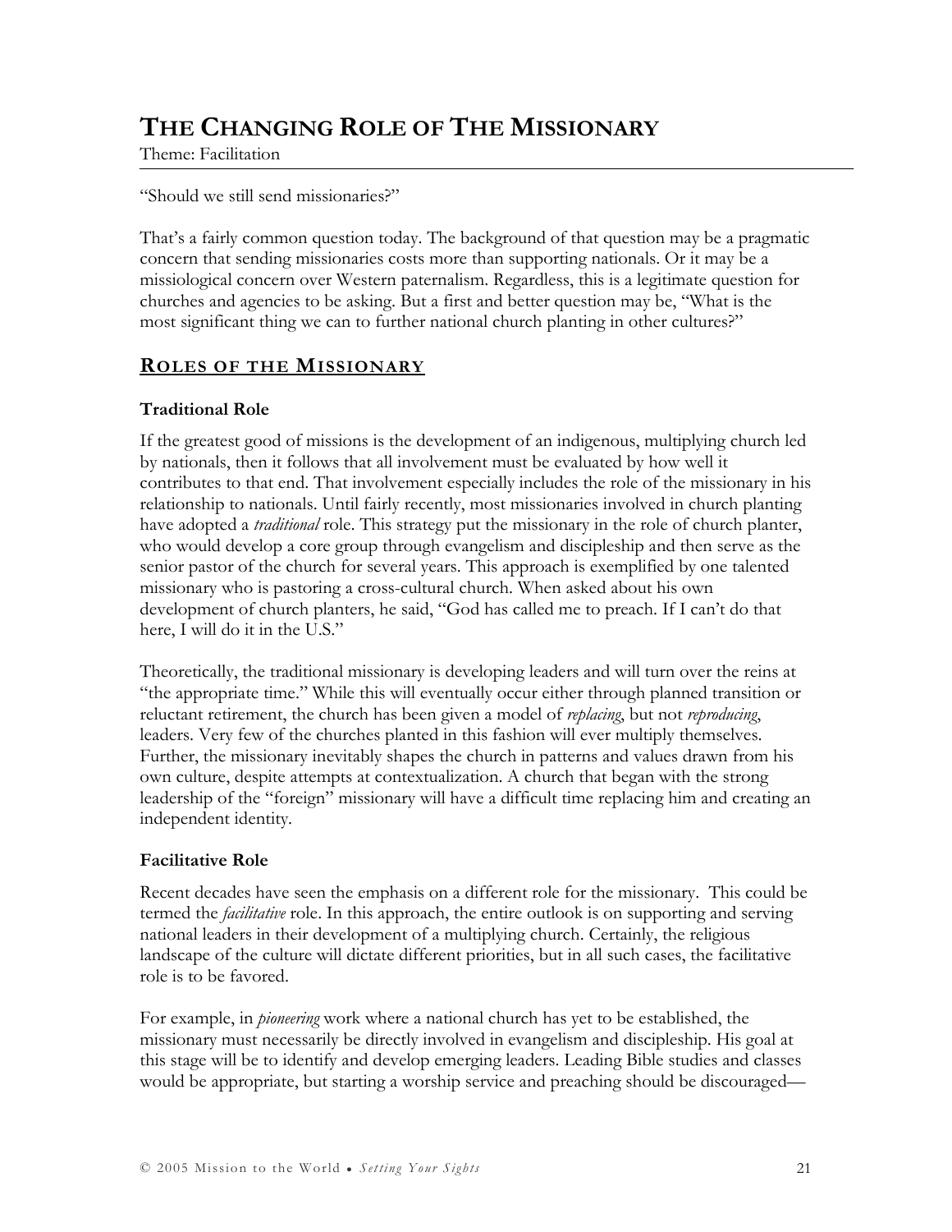# THE CHANGING ROLE OF THE MISSIONARY

Theme: Facilitation

"Should we still send missionaries?"

That's a fairly common question today. The background of that question may be a pragmatic concern that sending missionaries costs more than supporting nationals. Or it may be a missiological concern over Western paternalism. Regardless, this is a legitimate question for churches and agencies to be asking. But a first and better question may be, "What is the most significant thing we can to further national church planting in other cultures?"

## ROLES OF THE MISSIONARY

### Traditional Role

If the greatest good of missions is the development of an indigenous, multiplying church led by nationals, then it follows that all involvement must be evaluated by how well it contributes to that end. That involvement especially includes the role of the missionary in his relationship to nationals. Until fairly recently, most missionaries involved in church planting have adopted a *traditional* role. This strategy put the missionary in the role of church planter, who would develop a core group through evangelism and discipleship and then serve as the senior pastor of the church for several years. This approach is exemplified by one talented missionary who is pastoring a cross-cultural church. When asked about his own development of church planters, he said, "God has called me to preach. If I can't do that here, I will do it in the U.S."

Theoretically, the traditional missionary is developing leaders and will turn over the reins at "the appropriate time." While this will eventually occur either through planned transition or reluctant retirement, the church has been given a model of *replacing*, but not *reproducing*, leaders. Very few of the churches planted in this fashion will ever multiply themselves. Further, the missionary inevitably shapes the church in patterns and values drawn from his own culture, despite attempts at contextualization. A church that began with the strong leadership of the "foreign" missionary will have a difficult time replacing him and creating an independent identity.

### Facilitative Role

Recent decades have seen the emphasis on a different role for the missionary. This could be termed the *facilitative* role. In this approach, the entire outlook is on supporting and serving national leaders in their development of a multiplying church. Certainly, the religious landscape of the culture will dictate different priorities, but in all such cases, the facilitative role is to be favored.

For example, in *pioneering* work where a national church has yet to be established, the missionary must necessarily be directly involved in evangelism and discipleship. His goal at this stage will be to identify and develop emerging leaders. Leading Bible studies and classes would be appropriate, but starting a worship service and preaching should be discouraged—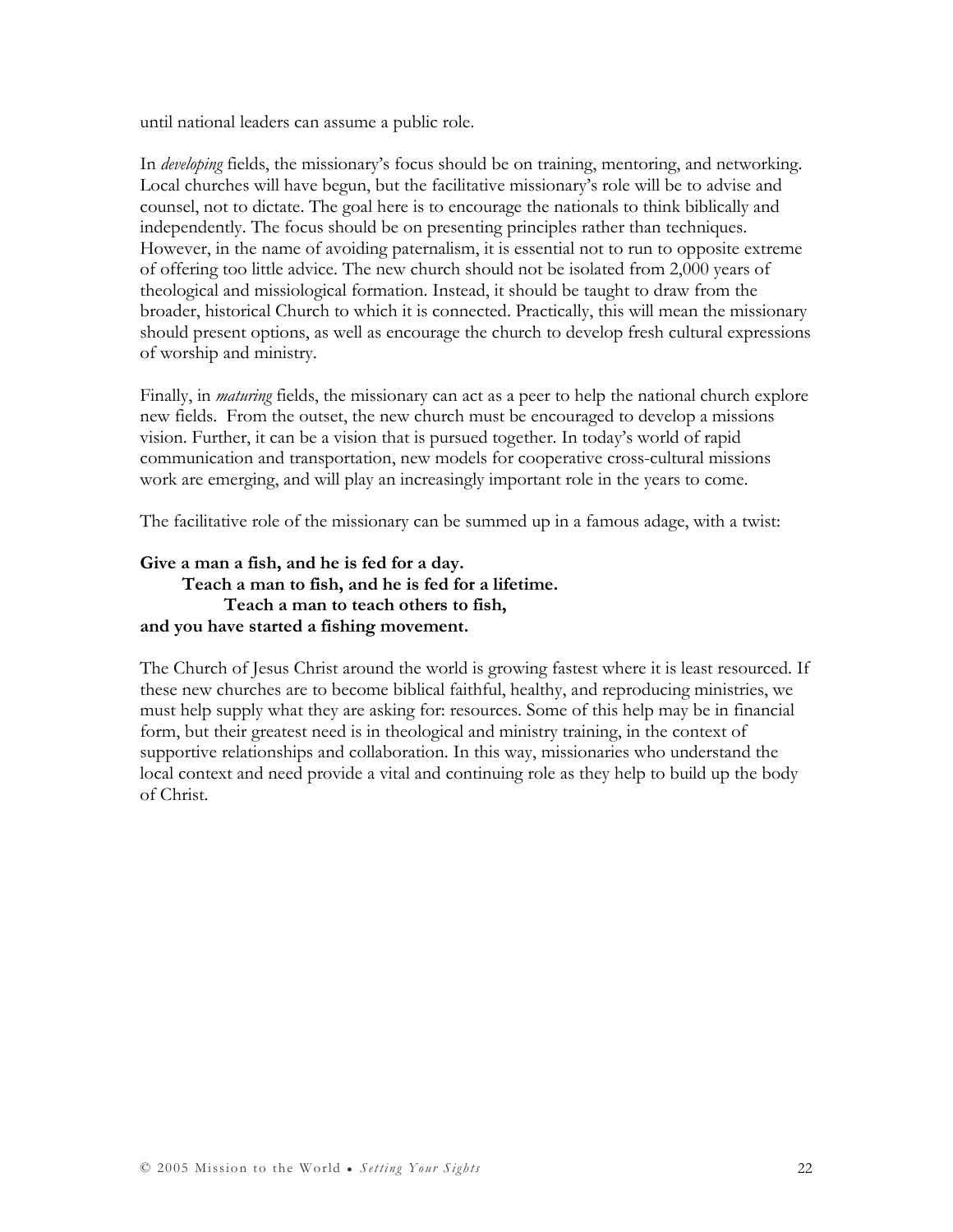until national leaders can assume a public role.

In *developing* fields, the missionary's focus should be on training, mentoring, and networking. Local churches will have begun, but the facilitative missionary's role will be to advise and counsel, not to dictate. The goal here is to encourage the nationals to think biblically and independently. The focus should be on presenting principles rather than techniques. However, in the name of avoiding paternalism, it is essential not to run to opposite extreme of offering too little advice. The new church should not be isolated from 2,000 years of theological and missiological formation. Instead, it should be taught to draw from the broader, historical Church to which it is connected. Practically, this will mean the missionary should present options, as well as encourage the church to develop fresh cultural expressions of worship and ministry.

Finally, in *maturing* fields, the missionary can act as a peer to help the national church explore new fields. From the outset, the new church must be encouraged to develop a missions vision. Further, it can be a vision that is pursued together. In today's world of rapid communication and transportation, new models for cooperative cross-cultural missions work are emerging, and will play an increasingly important role in the years to come.

The facilitative role of the missionary can be summed up in a famous adage, with a twist:

**Give a man a fish, and he is fed for a day.**
**Teach a man to fish, and he is fed for a lifetime.**
**Teach a man to teach others to fish,**
**and you have started a fishing movement.**

The Church of Jesus Christ around the world is growing fastest where it is least resourced. If these new churches are to become biblical faithful, healthy, and reproducing ministries, we must help supply what they are asking for: resources. Some of this help may be in financial form, but their greatest need is in theological and ministry training, in the context of supportive relationships and collaboration. In this way, missionaries who understand the local context and need provide a vital and continuing role as they help to build up the body of Christ.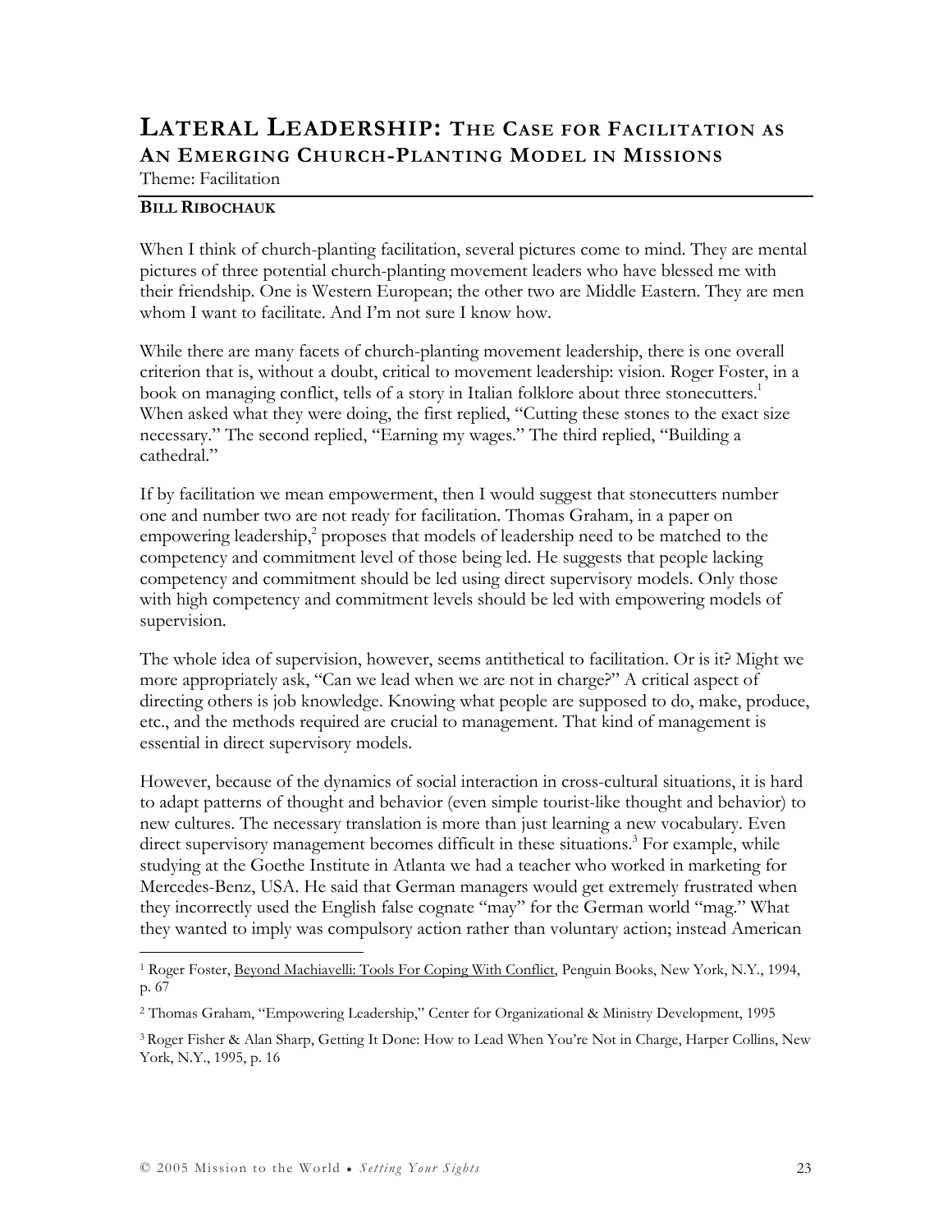# Lateral Leadership: The Case for Facilitation as an Emerging Church-Planting Model in Missions

Theme: Facilitation

**Bill Ribochauk**

When I think of church-planting facilitation, several pictures come to mind. They are mental pictures of three potential church-planting movement leaders who have blessed me with their friendship. One is Western European; the other two are Middle Eastern. They are men whom I want to facilitate. And I'm not sure I know how.

While there are many facets of church-planting movement leadership, there is one overall criterion that is, without a doubt, critical to movement leadership: vision. Roger Foster, in a book on managing conflict, tells of a story in Italian folklore about three stonecutters.[1] When asked what they were doing, the first replied, "Cutting these stones to the exact size necessary." The second replied, "Earning my wages." The third replied, "Building a cathedral."

If by facilitation we mean empowerment, then I would suggest that stonecutters number one and number two are not ready for facilitation. Thomas Graham, in a paper on empowering leadership,[2] proposes that models of leadership need to be matched to the competency and commitment level of those being led. He suggests that people lacking competency and commitment should be led using direct supervisory models. Only those with high competency and commitment levels should be led with empowering models of supervision.

The whole idea of supervision, however, seems antithetical to facilitation. Or is it? Might we more appropriately ask, "Can we lead when we are not in charge?" A critical aspect of directing others is job knowledge. Knowing what people are supposed to do, make, produce, etc., and the methods required are crucial to management. That kind of management is essential in direct supervisory models.

However, because of the dynamics of social interaction in cross-cultural situations, it is hard to adapt patterns of thought and behavior (even simple tourist-like thought and behavior) to new cultures. The necessary translation is more than just learning a new vocabulary. Even direct supervisory management becomes difficult in these situations.[3] For example, while studying at the Goethe Institute in Atlanta we had a teacher who worked in marketing for Mercedes-Benz, USA. He said that German managers would get extremely frustrated when they incorrectly used the English false cognate "may" for the German world "mag." What they wanted to imply was compulsory action rather than voluntary action; instead American

---

[1] Roger Foster, Beyond Machiavelli: Tools For Coping With Conflict, Penguin Books, New York, N.Y., 1994, p. 67

[2] Thomas Graham, "Empowering Leadership," Center for Organizational & Ministry Development, 1995

[3] Roger Fisher & Alan Sharp, Getting It Done: How to Lead When You're Not in Charge, Harper Collins, New York, N.Y., 1995, p. 16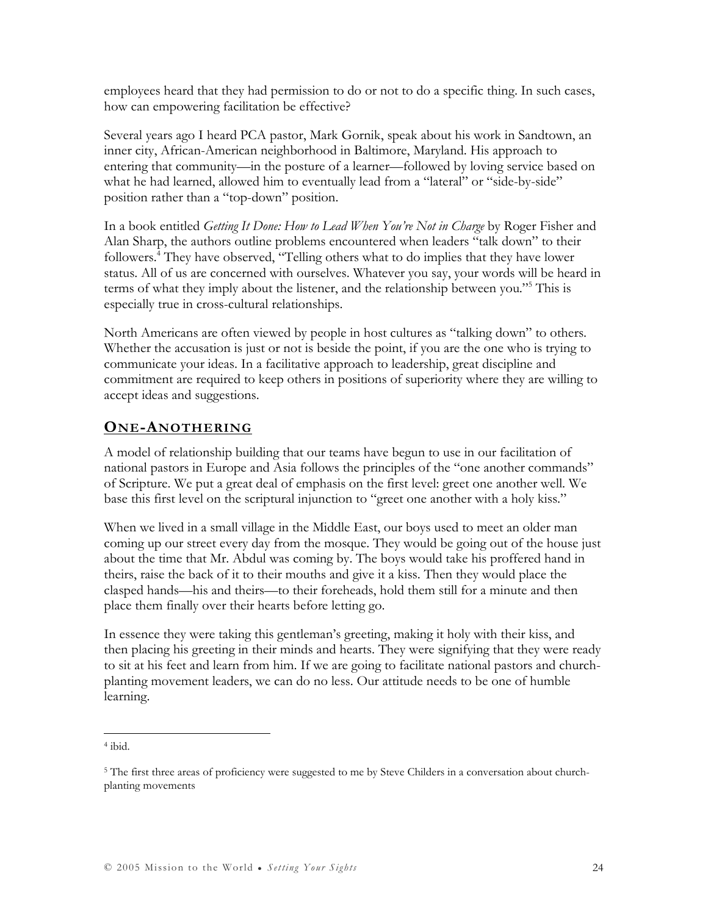employees heard that they had permission to do or not to do a specific thing. In such cases, how can empowering facilitation be effective?

Several years ago I heard PCA pastor, Mark Gornik, speak about his work in Sandtown, an inner city, African-American neighborhood in Baltimore, Maryland. His approach to entering that community—in the posture of a learner—followed by loving service based on what he had learned, allowed him to eventually lead from a "lateral" or "side-by-side" position rather than a "top-down" position.

In a book entitled *Getting It Done: How to Lead When You're Not in Charge* by Roger Fisher and Alan Sharp, the authors outline problems encountered when leaders "talk down" to their followers.[4] They have observed, "Telling others what to do implies that they have lower status. All of us are concerned with ourselves. Whatever you say, your words will be heard in terms of what they imply about the listener, and the relationship between you."[5] This is especially true in cross-cultural relationships.

North Americans are often viewed by people in host cultures as "talking down" to others. Whether the accusation is just or not is beside the point, if you are the one who is trying to communicate your ideas. In a facilitative approach to leadership, great discipline and commitment are required to keep others in positions of superiority where they are willing to accept ideas and suggestions.

## ONE-ANOTHERING

A model of relationship building that our teams have begun to use in our facilitation of national pastors in Europe and Asia follows the principles of the "one another commands" of Scripture. We put a great deal of emphasis on the first level: greet one another well. We base this first level on the scriptural injunction to "greet one another with a holy kiss."

When we lived in a small village in the Middle East, our boys used to meet an older man coming up our street every day from the mosque. They would be going out of the house just about the time that Mr. Abdul was coming by. The boys would take his proffered hand in theirs, raise the back of it to their mouths and give it a kiss. Then they would place the clasped hands—his and theirs—to their foreheads, hold them still for a minute and then place them finally over their hearts before letting go.

In essence they were taking this gentleman's greeting, making it holy with their kiss, and then placing his greeting in their minds and hearts. They were signifying that they were ready to sit at his feet and learn from him. If we are going to facilitate national pastors and church-planting movement leaders, we can do no less. Our attitude needs to be one of humble learning.

---

[4] ibid.

[5] The first three areas of proficiency were suggested to me by Steve Childers in a conversation about church-planting movements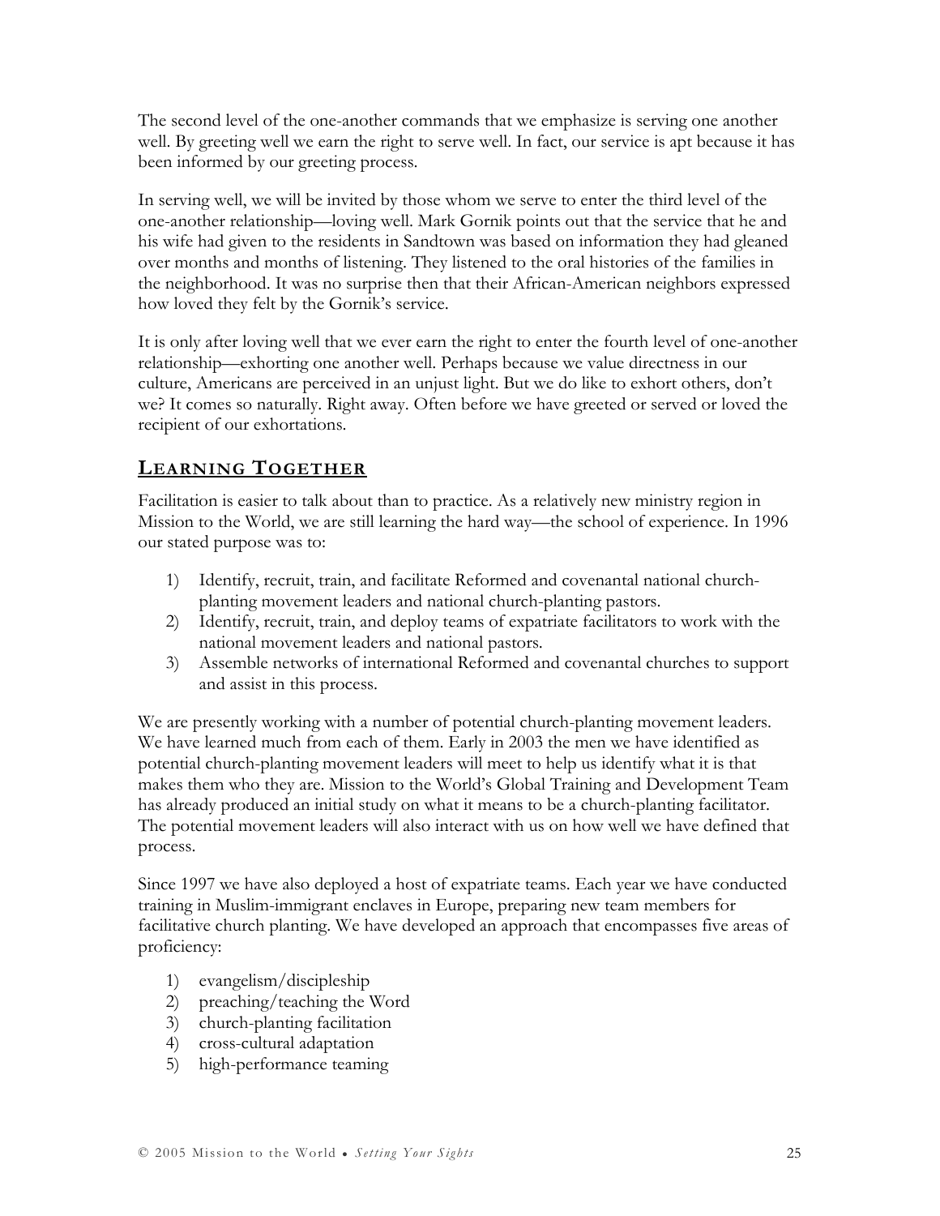The second level of the one-another commands that we emphasize is serving one another well. By greeting well we earn the right to serve well. In fact, our service is apt because it has been informed by our greeting process.

In serving well, we will be invited by those whom we serve to enter the third level of the one-another relationship—loving well. Mark Gornik points out that the service that he and his wife had given to the residents in Sandtown was based on information they had gleaned over months and months of listening. They listened to the oral histories of the families in the neighborhood. It was no surprise then that their African-American neighbors expressed how loved they felt by the Gornik's service.

It is only after loving well that we ever earn the right to enter the fourth level of one-another relationship—exhorting one another well. Perhaps because we value directness in our culture, Americans are perceived in an unjust light. But we do like to exhort others, don't we? It comes so naturally. Right away. Often before we have greeted or served or loved the recipient of our exhortations.

## LEARNING TOGETHER

Facilitation is easier to talk about than to practice. As a relatively new ministry region in Mission to the World, we are still learning the hard way—the school of experience. In 1996 our stated purpose was to:

1) Identify, recruit, train, and facilitate Reformed and covenantal national church-planting movement leaders and national church-planting pastors.
2) Identify, recruit, train, and deploy teams of expatriate facilitators to work with the national movement leaders and national pastors.
3) Assemble networks of international Reformed and covenantal churches to support and assist in this process.

We are presently working with a number of potential church-planting movement leaders. We have learned much from each of them. Early in 2003 the men we have identified as potential church-planting movement leaders will meet to help us identify what it is that makes them who they are. Mission to the World's Global Training and Development Team has already produced an initial study on what it means to be a church-planting facilitator. The potential movement leaders will also interact with us on how well we have defined that process.

Since 1997 we have also deployed a host of expatriate teams. Each year we have conducted training in Muslim-immigrant enclaves in Europe, preparing new team members for facilitative church planting. We have developed an approach that encompasses five areas of proficiency:

1) evangelism/discipleship
2) preaching/teaching the Word
3) church-planting facilitation
4) cross-cultural adaptation
5) high-performance teaming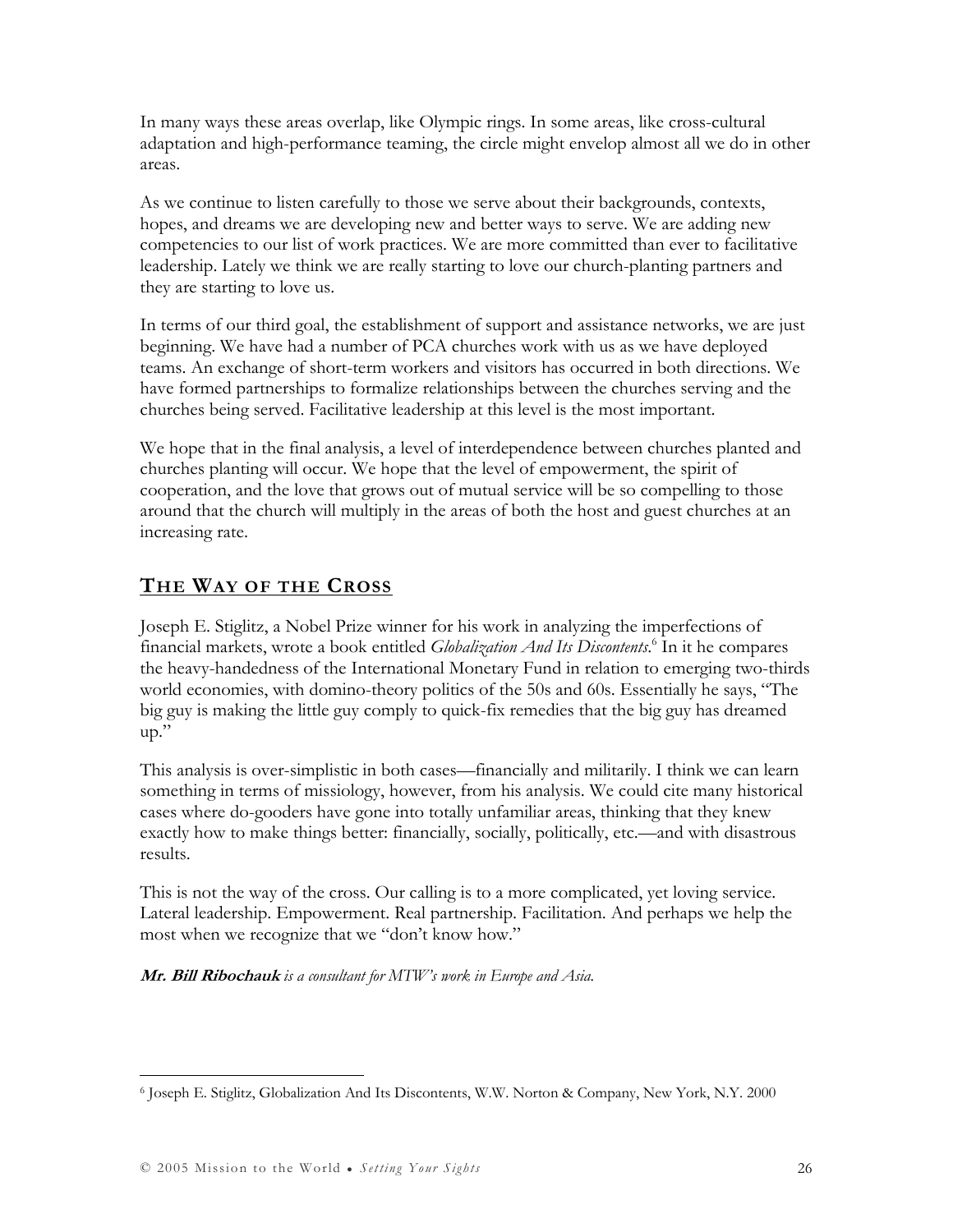In many ways these areas overlap, like Olympic rings. In some areas, like cross-cultural adaptation and high-performance teaming, the circle might envelop almost all we do in other areas.

As we continue to listen carefully to those we serve about their backgrounds, contexts, hopes, and dreams we are developing new and better ways to serve. We are adding new competencies to our list of work practices. We are more committed than ever to facilitative leadership. Lately we think we are really starting to love our church-planting partners and they are starting to love us.

In terms of our third goal, the establishment of support and assistance networks, we are just beginning. We have had a number of PCA churches work with us as we have deployed teams. An exchange of short-term workers and visitors has occurred in both directions. We have formed partnerships to formalize relationships between the churches serving and the churches being served. Facilitative leadership at this level is the most important.

We hope that in the final analysis, a level of interdependence between churches planted and churches planting will occur. We hope that the level of empowerment, the spirit of cooperation, and the love that grows out of mutual service will be so compelling to those around that the church will multiply in the areas of both the host and guest churches at an increasing rate.

## THE WAY OF THE CROSS

Joseph E. Stiglitz, a Nobel Prize winner for his work in analyzing the imperfections of financial markets, wrote a book entitled *Globalization And Its Discontents*.[6] In it he compares the heavy-handedness of the International Monetary Fund in relation to emerging two-thirds world economies, with domino-theory politics of the 50s and 60s. Essentially he says, "The big guy is making the little guy comply to quick-fix remedies that the big guy has dreamed up."

This analysis is over-simplistic in both cases—financially and militarily. I think we can learn something in terms of missiology, however, from his analysis. We could cite many historical cases where do-gooders have gone into totally unfamiliar areas, thinking that they knew exactly how to make things better: financially, socially, politically, etc.—and with disastrous results.

This is not the way of the cross. Our calling is to a more complicated, yet loving service. Lateral leadership. Empowerment. Real partnership. Facilitation. And perhaps we help the most when we recognize that we "don't know how."

***Mr. Bill Ribochauk*** *is a consultant for MTW's work in Europe and Asia.*

---

[6] Joseph E. Stiglitz, Globalization And Its Discontents, W.W. Norton & Company, New York, N.Y. 2000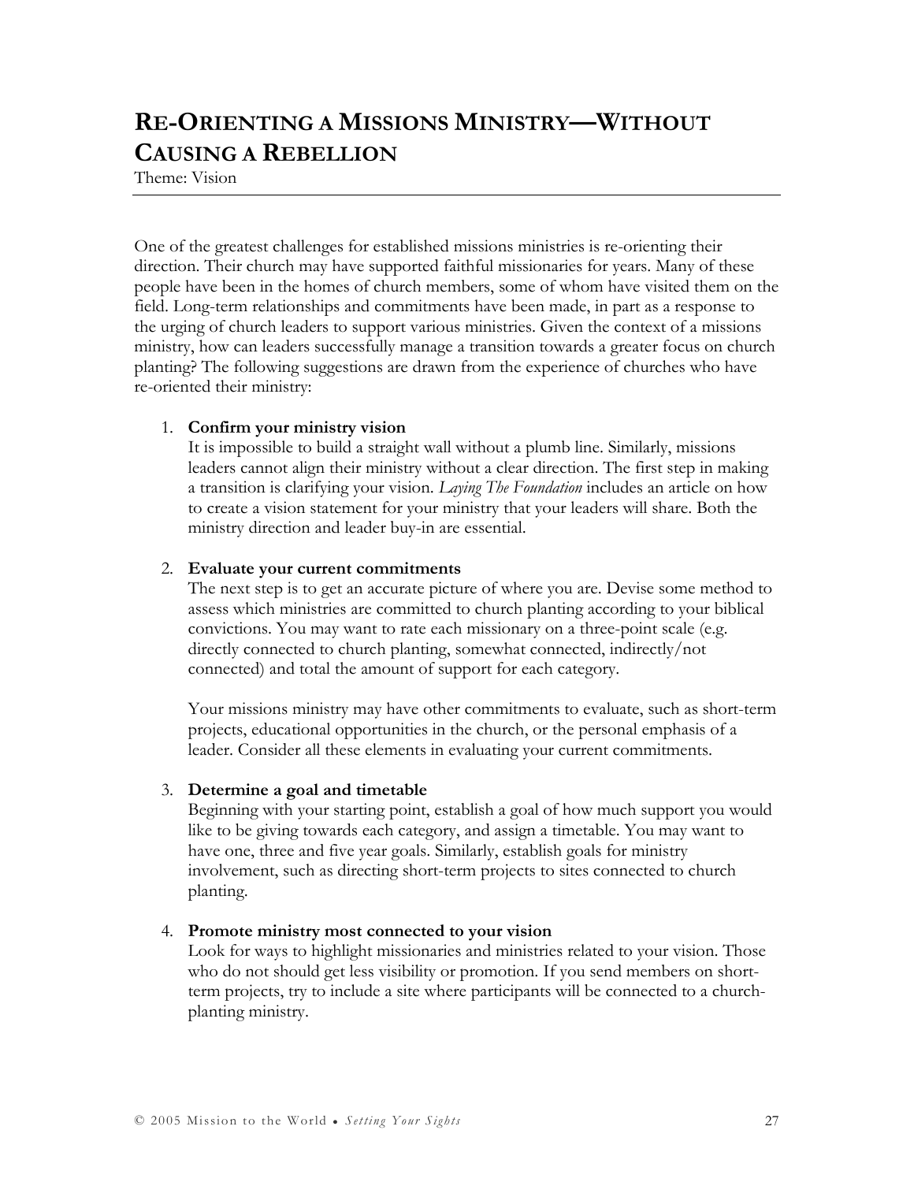# Re-Orienting a Missions Ministry—Without Causing a Rebellion

Theme: Vision

One of the greatest challenges for established missions ministries is re-orienting their direction. Their church may have supported faithful missionaries for years. Many of these people have been in the homes of church members, some of whom have visited them on the field. Long-term relationships and commitments have been made, in part as a response to the urging of church leaders to support various ministries. Given the context of a missions ministry, how can leaders successfully manage a transition towards a greater focus on church planting? The following suggestions are drawn from the experience of churches who have re-oriented their ministry:

1. **Confirm your ministry vision**
   It is impossible to build a straight wall without a plumb line. Similarly, missions leaders cannot align their ministry without a clear direction. The first step in making a transition is clarifying your vision. *Laying The Foundation* includes an article on how to create a vision statement for your ministry that your leaders will share. Both the ministry direction and leader buy-in are essential.

2. **Evaluate your current commitments**
   The next step is to get an accurate picture of where you are. Devise some method to assess which ministries are committed to church planting according to your biblical convictions. You may want to rate each missionary on a three-point scale (e.g. directly connected to church planting, somewhat connected, indirectly/not connected) and total the amount of support for each category.

   Your missions ministry may have other commitments to evaluate, such as short-term projects, educational opportunities in the church, or the personal emphasis of a leader. Consider all these elements in evaluating your current commitments.

3. **Determine a goal and timetable**
   Beginning with your starting point, establish a goal of how much support you would like to be giving towards each category, and assign a timetable. You may want to have one, three and five year goals. Similarly, establish goals for ministry involvement, such as directing short-term projects to sites connected to church planting.

4. **Promote ministry most connected to your vision**
   Look for ways to highlight missionaries and ministries related to your vision. Those who do not should get less visibility or promotion. If you send members on short-term projects, try to include a site where participants will be connected to a church-planting ministry.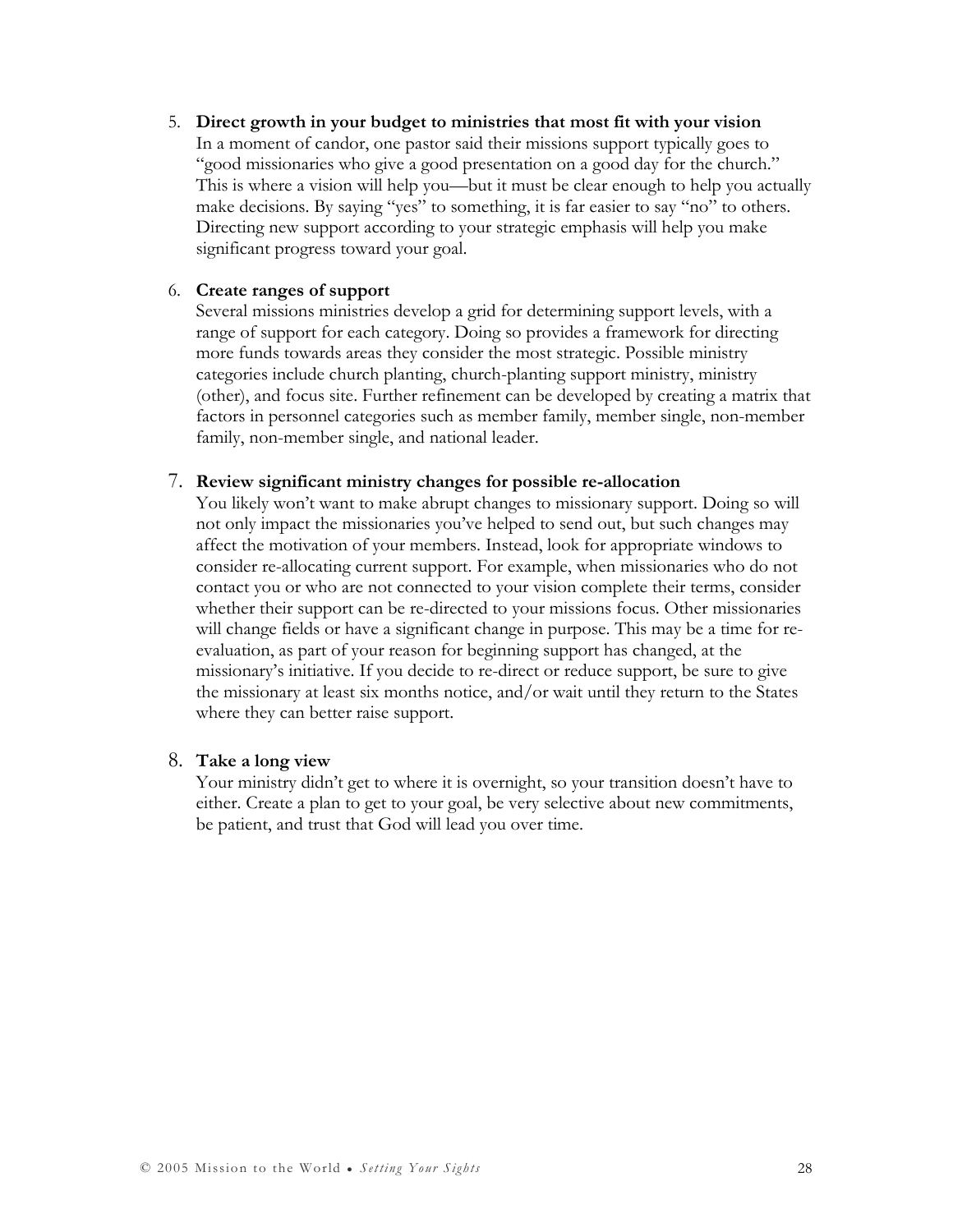5. **Direct growth in your budget to ministries that most fit with your vision**
   In a moment of candor, one pastor said their missions support typically goes to "good missionaries who give a good presentation on a good day for the church." This is where a vision will help you—but it must be clear enough to help you actually make decisions. By saying "yes" to something, it is far easier to say "no" to others. Directing new support according to your strategic emphasis will help you make significant progress toward your goal.

6. **Create ranges of support**
   Several missions ministries develop a grid for determining support levels, with a range of support for each category. Doing so provides a framework for directing more funds towards areas they consider the most strategic. Possible ministry categories include church planting, church-planting support ministry, ministry (other), and focus site. Further refinement can be developed by creating a matrix that factors in personnel categories such as member family, member single, non-member family, non-member single, and national leader.

7. **Review significant ministry changes for possible re-allocation**
   You likely won't want to make abrupt changes to missionary support. Doing so will not only impact the missionaries you've helped to send out, but such changes may affect the motivation of your members. Instead, look for appropriate windows to consider re-allocating current support. For example, when missionaries who do not contact you or who are not connected to your vision complete their terms, consider whether their support can be re-directed to your missions focus. Other missionaries will change fields or have a significant change in purpose. This may be a time for re-evaluation, as part of your reason for beginning support has changed, at the missionary's initiative. If you decide to re-direct or reduce support, be sure to give the missionary at least six months notice, and/or wait until they return to the States where they can better raise support.

8. **Take a long view**
   Your ministry didn't get to where it is overnight, so your transition doesn't have to either. Create a plan to get to your goal, be very selective about new commitments, be patient, and trust that God will lead you over time.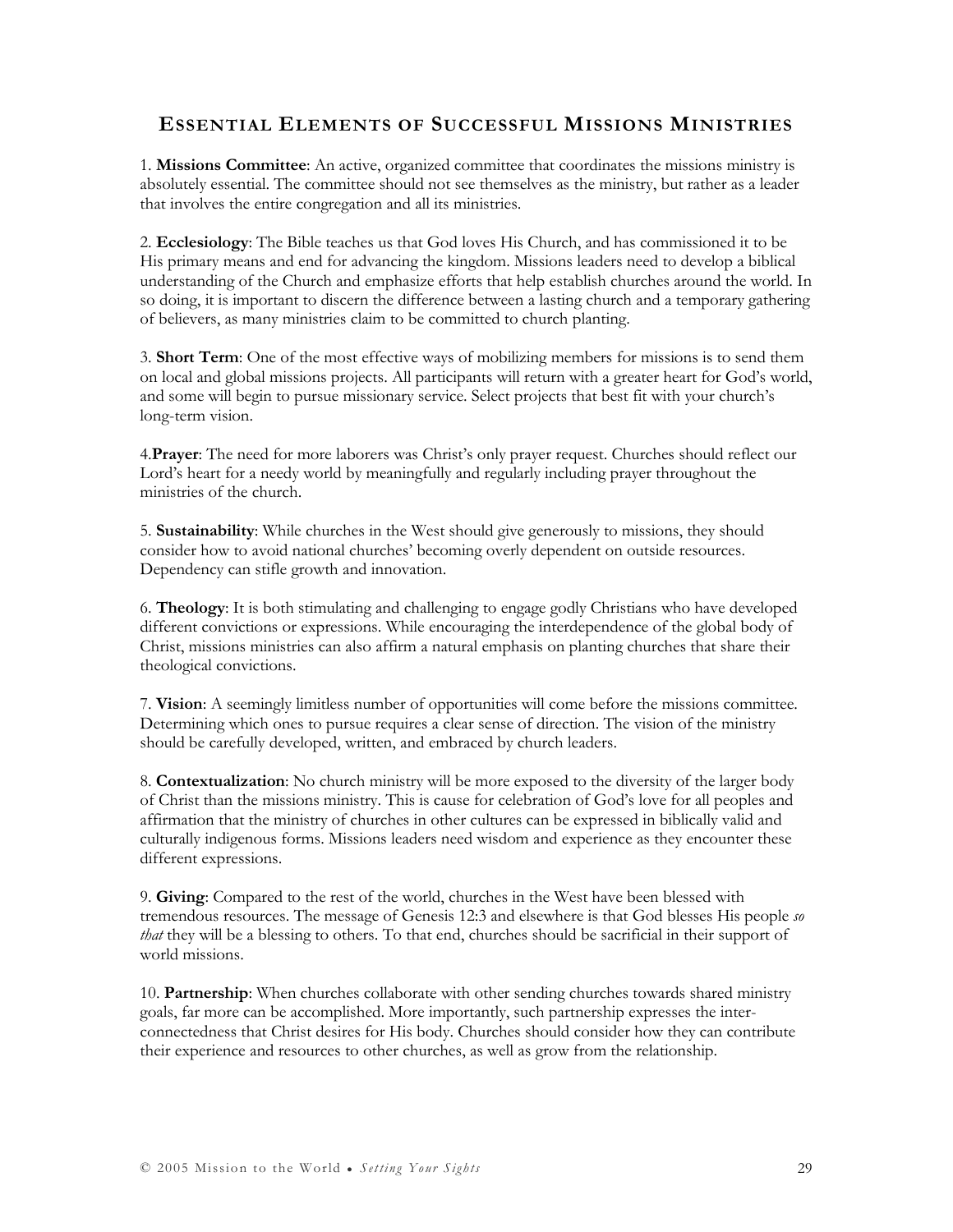## Essential Elements of Successful Missions Ministries

1. **Missions Committee**: An active, organized committee that coordinates the missions ministry is absolutely essential. The committee should not see themselves as the ministry, but rather as a leader that involves the entire congregation and all its ministries.

2. **Ecclesiology**: The Bible teaches us that God loves His Church, and has commissioned it to be His primary means and end for advancing the kingdom. Missions leaders need to develop a biblical understanding of the Church and emphasize efforts that help establish churches around the world. In so doing, it is important to discern the difference between a lasting church and a temporary gathering of believers, as many ministries claim to be committed to church planting.

3. **Short Term**: One of the most effective ways of mobilizing members for missions is to send them on local and global missions projects. All participants will return with a greater heart for God's world, and some will begin to pursue missionary service. Select projects that best fit with your church's long-term vision.

4. **Prayer**: The need for more laborers was Christ's only prayer request. Churches should reflect our Lord's heart for a needy world by meaningfully and regularly including prayer throughout the ministries of the church.

5. **Sustainability**: While churches in the West should give generously to missions, they should consider how to avoid national churches' becoming overly dependent on outside resources. Dependency can stifle growth and innovation.

6. **Theology**: It is both stimulating and challenging to engage godly Christians who have developed different convictions or expressions. While encouraging the interdependence of the global body of Christ, missions ministries can also affirm a natural emphasis on planting churches that share their theological convictions.

7. **Vision**: A seemingly limitless number of opportunities will come before the missions committee. Determining which ones to pursue requires a clear sense of direction. The vision of the ministry should be carefully developed, written, and embraced by church leaders.

8. **Contextualization**: No church ministry will be more exposed to the diversity of the larger body of Christ than the missions ministry. This is cause for celebration of God's love for all peoples and affirmation that the ministry of churches in other cultures can be expressed in biblically valid and culturally indigenous forms. Missions leaders need wisdom and experience as they encounter these different expressions.

9. **Giving**: Compared to the rest of the world, churches in the West have been blessed with tremendous resources. The message of Genesis 12:3 and elsewhere is that God blesses His people *so that* they will be a blessing to others. To that end, churches should be sacrificial in their support of world missions.

10. **Partnership**: When churches collaborate with other sending churches towards shared ministry goals, far more can be accomplished. More importantly, such partnership expresses the inter-connectedness that Christ desires for His body. Churches should consider how they can contribute their experience and resources to other churches, as well as grow from the relationship.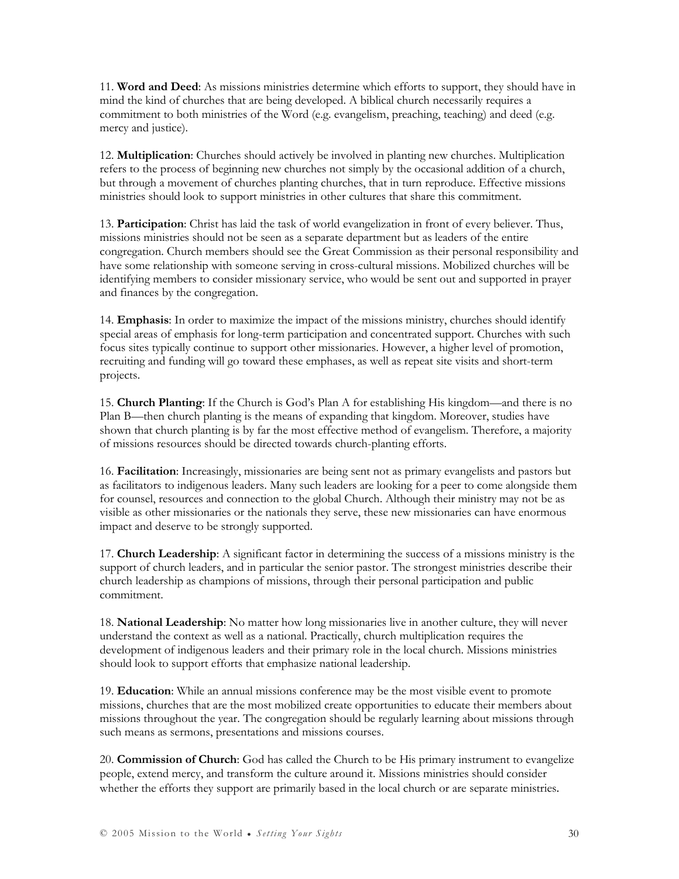11. **Word and Deed**: As missions ministries determine which efforts to support, they should have in mind the kind of churches that are being developed. A biblical church necessarily requires a commitment to both ministries of the Word (e.g. evangelism, preaching, teaching) and deed (e.g. mercy and justice).

12. **Multiplication**: Churches should actively be involved in planting new churches. Multiplication refers to the process of beginning new churches not simply by the occasional addition of a church, but through a movement of churches planting churches, that in turn reproduce. Effective missions ministries should look to support ministries in other cultures that share this commitment.

13. **Participation**: Christ has laid the task of world evangelization in front of every believer. Thus, missions ministries should not be seen as a separate department but as leaders of the entire congregation. Church members should see the Great Commission as their personal responsibility and have some relationship with someone serving in cross-cultural missions. Mobilized churches will be identifying members to consider missionary service, who would be sent out and supported in prayer and finances by the congregation.

14. **Emphasis**: In order to maximize the impact of the missions ministry, churches should identify special areas of emphasis for long-term participation and concentrated support. Churches with such focus sites typically continue to support other missionaries. However, a higher level of promotion, recruiting and funding will go toward these emphases, as well as repeat site visits and short-term projects.

15. **Church Planting**: If the Church is God's Plan A for establishing His kingdom—and there is no Plan B—then church planting is the means of expanding that kingdom. Moreover, studies have shown that church planting is by far the most effective method of evangelism. Therefore, a majority of missions resources should be directed towards church-planting efforts.

16. **Facilitation**: Increasingly, missionaries are being sent not as primary evangelists and pastors but as facilitators to indigenous leaders. Many such leaders are looking for a peer to come alongside them for counsel, resources and connection to the global Church. Although their ministry may not be as visible as other missionaries or the nationals they serve, these new missionaries can have enormous impact and deserve to be strongly supported.

17. **Church Leadership**: A significant factor in determining the success of a missions ministry is the support of church leaders, and in particular the senior pastor. The strongest ministries describe their church leadership as champions of missions, through their personal participation and public commitment.

18. **National Leadership**: No matter how long missionaries live in another culture, they will never understand the context as well as a national. Practically, church multiplication requires the development of indigenous leaders and their primary role in the local church. Missions ministries should look to support efforts that emphasize national leadership.

19. **Education**: While an annual missions conference may be the most visible event to promote missions, churches that are the most mobilized create opportunities to educate their members about missions throughout the year. The congregation should be regularly learning about missions through such means as sermons, presentations and missions courses.

20. **Commission of Church**: God has called the Church to be His primary instrument to evangelize people, extend mercy, and transform the culture around it. Missions ministries should consider whether the efforts they support are primarily based in the local church or are separate ministries.